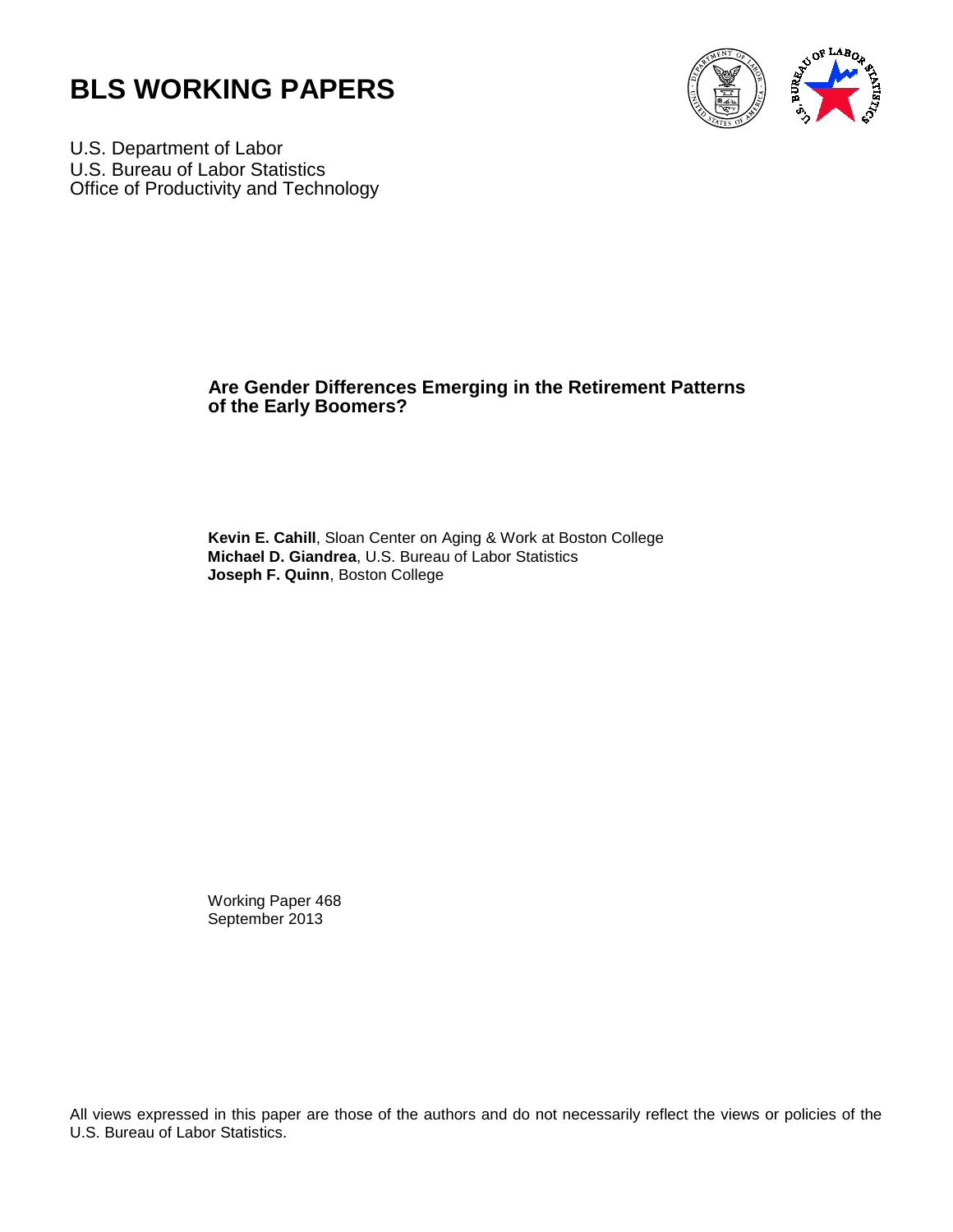# BLS WORKING PAPERS

U.S. Department of Labor
U.S. Bureau of Labor Statistics
Office of Productivity and Technology

## Are Gender Differences Emerging in the Retirement Patterns of the Early Boomers?

**Kevin E. Cahill**, Sloan Center on Aging & Work at Boston College
**Michael D. Giandrea**, U.S. Bureau of Labor Statistics
**Joseph F. Quinn**, Boston College

Working Paper 468
September 2013

All views expressed in this paper are those of the authors and do not necessarily reflect the views or policies of the U.S. Bureau of Labor Statistics.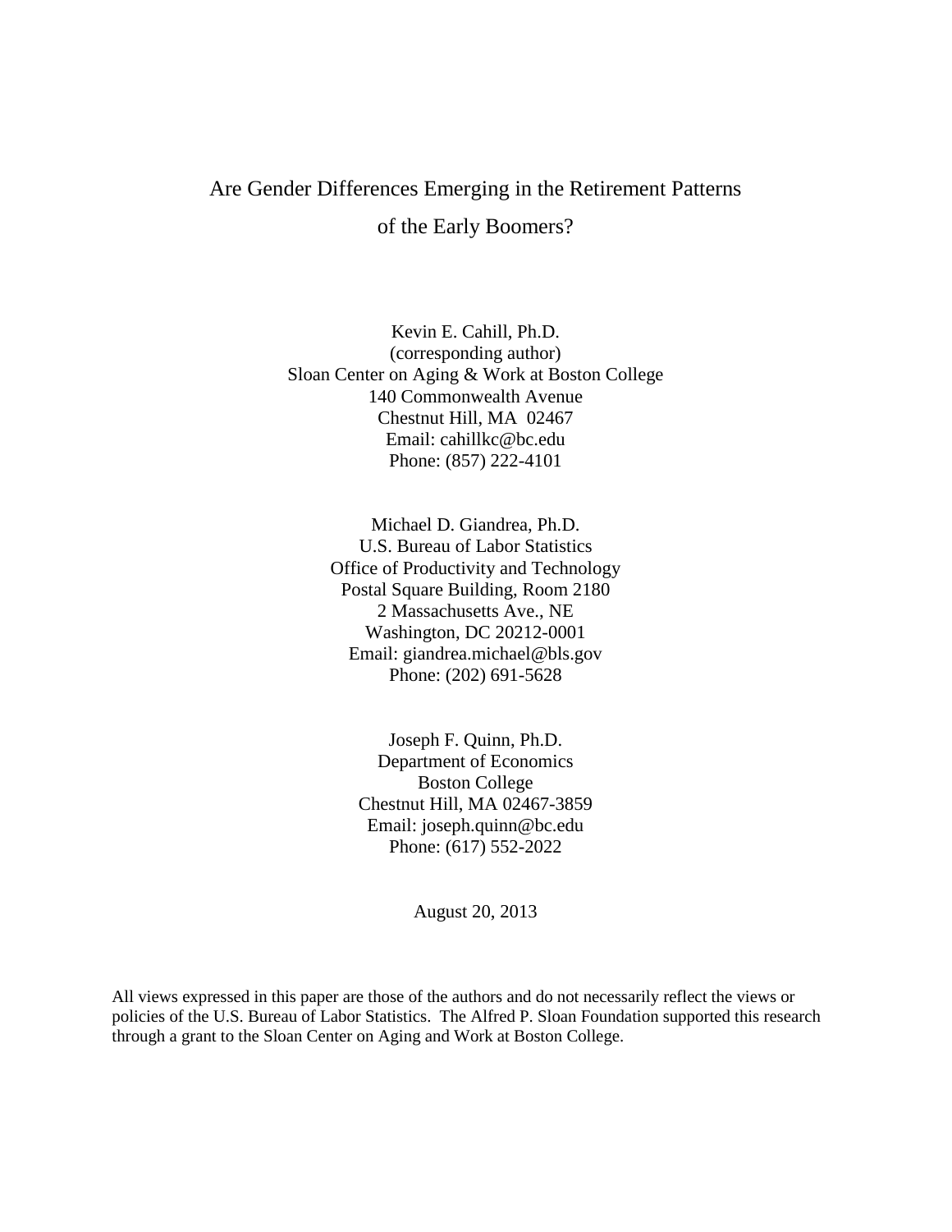# Are Gender Differences Emerging in the Retirement Patterns of the Early Boomers?

Kevin E. Cahill, Ph.D.
(corresponding author)
Sloan Center on Aging & Work at Boston College
140 Commonwealth Avenue
Chestnut Hill, MA 02467
Email: cahillkc@bc.edu
Phone: (857) 222-4101

Michael D. Giandrea, Ph.D.
U.S. Bureau of Labor Statistics
Office of Productivity and Technology
Postal Square Building, Room 2180
2 Massachusetts Ave., NE
Washington, DC 20212-0001
Email: giandrea.michael@bls.gov
Phone: (202) 691-5628

Joseph F. Quinn, Ph.D.
Department of Economics
Boston College
Chestnut Hill, MA 02467-3859
Email: joseph.quinn@bc.edu
Phone: (617) 552-2022

August 20, 2013

All views expressed in this paper are those of the authors and do not necessarily reflect the views or policies of the U.S. Bureau of Labor Statistics. The Alfred P. Sloan Foundation supported this research through a grant to the Sloan Center on Aging and Work at Boston College.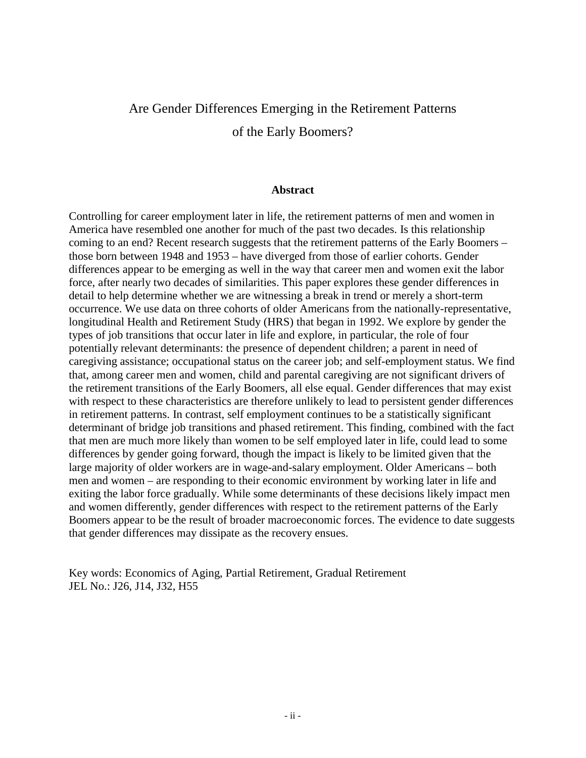# Are Gender Differences Emerging in the Retirement Patterns of the Early Boomers?

## Abstract

Controlling for career employment later in life, the retirement patterns of men and women in America have resembled one another for much of the past two decades. Is this relationship coming to an end? Recent research suggests that the retirement patterns of the Early Boomers – those born between 1948 and 1953 – have diverged from those of earlier cohorts. Gender differences appear to be emerging as well in the way that career men and women exit the labor force, after nearly two decades of similarities. This paper explores these gender differences in detail to help determine whether we are witnessing a break in trend or merely a short-term occurrence. We use data on three cohorts of older Americans from the nationally-representative, longitudinal Health and Retirement Study (HRS) that began in 1992. We explore by gender the types of job transitions that occur later in life and explore, in particular, the role of four potentially relevant determinants: the presence of dependent children; a parent in need of caregiving assistance; occupational status on the career job; and self-employment status. We find that, among career men and women, child and parental caregiving are not significant drivers of the retirement transitions of the Early Boomers, all else equal. Gender differences that may exist with respect to these characteristics are therefore unlikely to lead to persistent gender differences in retirement patterns. In contrast, self employment continues to be a statistically significant determinant of bridge job transitions and phased retirement. This finding, combined with the fact that men are much more likely than women to be self employed later in life, could lead to some differences by gender going forward, though the impact is likely to be limited given that the large majority of older workers are in wage-and-salary employment. Older Americans – both men and women – are responding to their economic environment by working later in life and exiting the labor force gradually. While some determinants of these decisions likely impact men and women differently, gender differences with respect to the retirement patterns of the Early Boomers appear to be the result of broader macroeconomic forces. The evidence to date suggests that gender differences may dissipate as the recovery ensues.

Key words: Economics of Aging, Partial Retirement, Gradual Retirement
JEL No.: J26, J14, J32, H55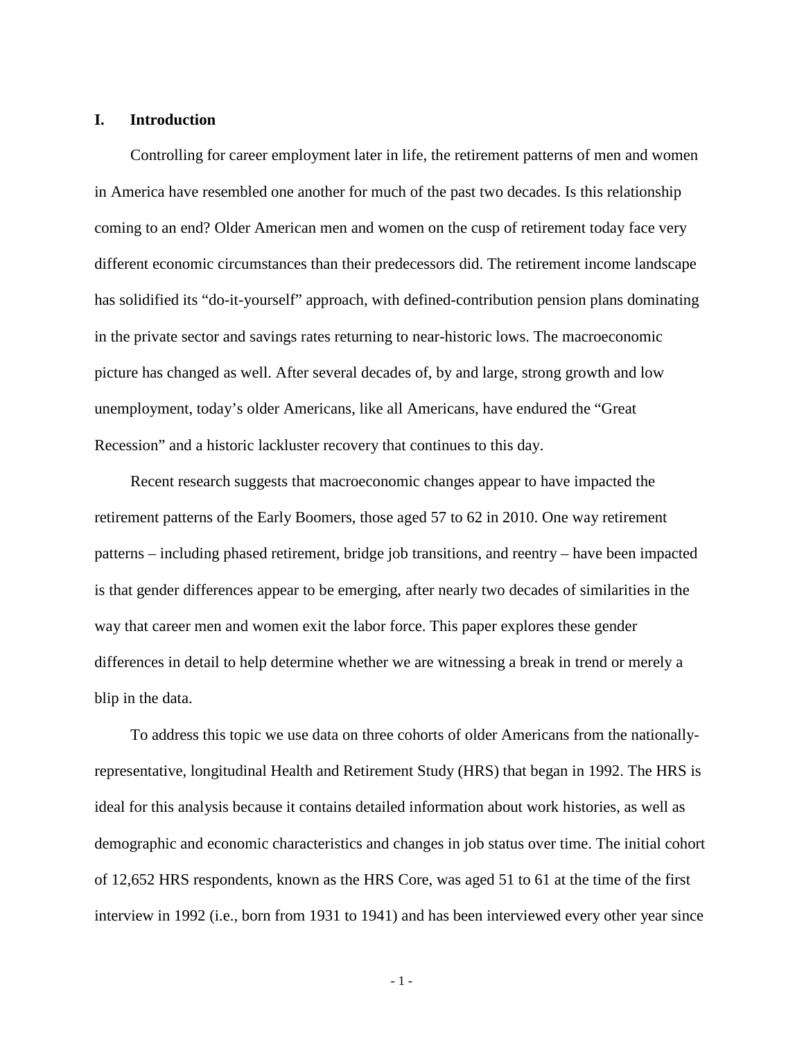## I. Introduction

Controlling for career employment later in life, the retirement patterns of men and women in America have resembled one another for much of the past two decades. Is this relationship coming to an end? Older American men and women on the cusp of retirement today face very different economic circumstances than their predecessors did. The retirement income landscape has solidified its "do-it-yourself" approach, with defined-contribution pension plans dominating in the private sector and savings rates returning to near-historic lows. The macroeconomic picture has changed as well. After several decades of, by and large, strong growth and low unemployment, today's older Americans, like all Americans, have endured the "Great Recession" and a historic lackluster recovery that continues to this day.

Recent research suggests that macroeconomic changes appear to have impacted the retirement patterns of the Early Boomers, those aged 57 to 62 in 2010. One way retirement patterns – including phased retirement, bridge job transitions, and reentry – have been impacted is that gender differences appear to be emerging, after nearly two decades of similarities in the way that career men and women exit the labor force. This paper explores these gender differences in detail to help determine whether we are witnessing a break in trend or merely a blip in the data.

To address this topic we use data on three cohorts of older Americans from the nationally-representative, longitudinal Health and Retirement Study (HRS) that began in 1992. The HRS is ideal for this analysis because it contains detailed information about work histories, as well as demographic and economic characteristics and changes in job status over time. The initial cohort of 12,652 HRS respondents, known as the HRS Core, was aged 51 to 61 at the time of the first interview in 1992 (i.e., born from 1931 to 1941) and has been interviewed every other year since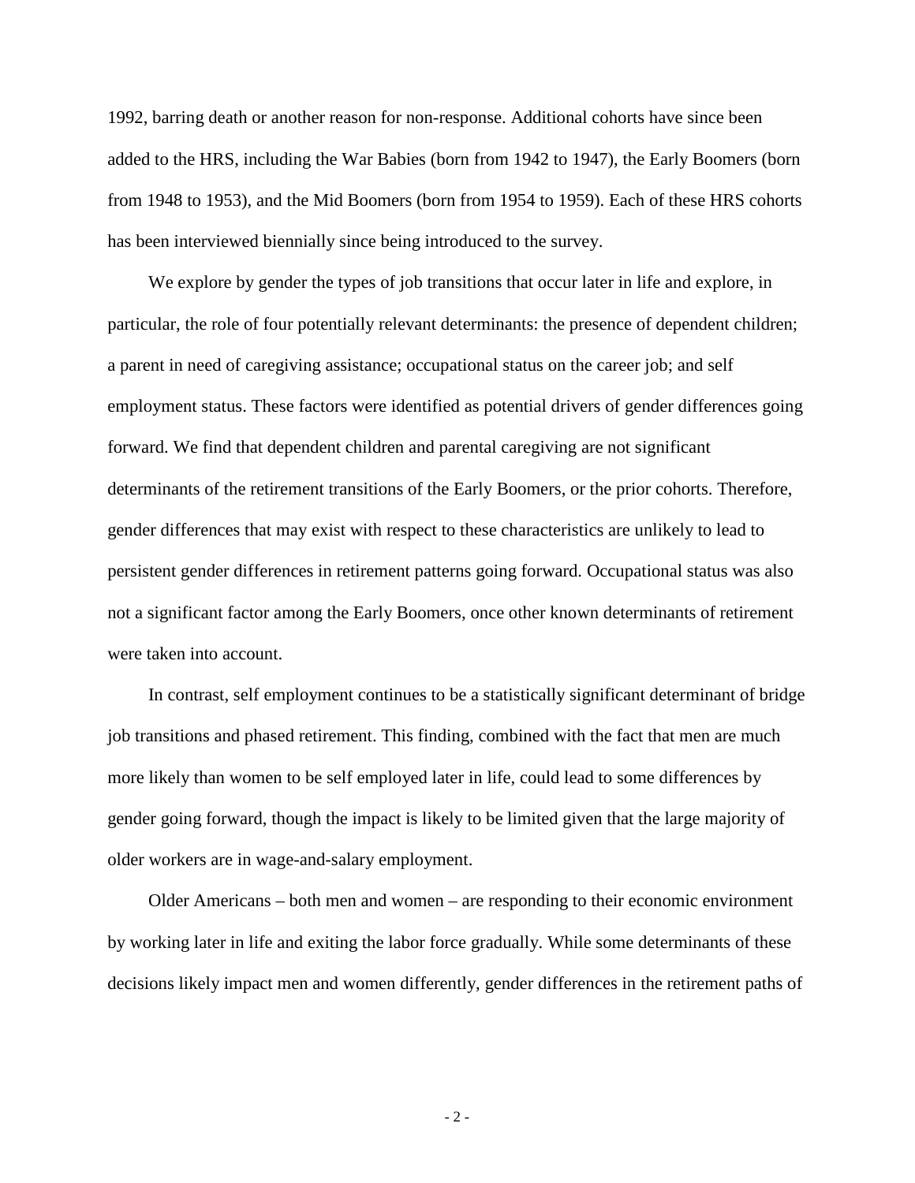1992, barring death or another reason for non-response. Additional cohorts have since been added to the HRS, including the War Babies (born from 1942 to 1947), the Early Boomers (born from 1948 to 1953), and the Mid Boomers (born from 1954 to 1959). Each of these HRS cohorts has been interviewed biennially since being introduced to the survey.

We explore by gender the types of job transitions that occur later in life and explore, in particular, the role of four potentially relevant determinants: the presence of dependent children; a parent in need of caregiving assistance; occupational status on the career job; and self employment status. These factors were identified as potential drivers of gender differences going forward. We find that dependent children and parental caregiving are not significant determinants of the retirement transitions of the Early Boomers, or the prior cohorts. Therefore, gender differences that may exist with respect to these characteristics are unlikely to lead to persistent gender differences in retirement patterns going forward. Occupational status was also not a significant factor among the Early Boomers, once other known determinants of retirement were taken into account.

In contrast, self employment continues to be a statistically significant determinant of bridge job transitions and phased retirement. This finding, combined with the fact that men are much more likely than women to be self employed later in life, could lead to some differences by gender going forward, though the impact is likely to be limited given that the large majority of older workers are in wage-and-salary employment.

Older Americans – both men and women – are responding to their economic environment by working later in life and exiting the labor force gradually. While some determinants of these decisions likely impact men and women differently, gender differences in the retirement paths of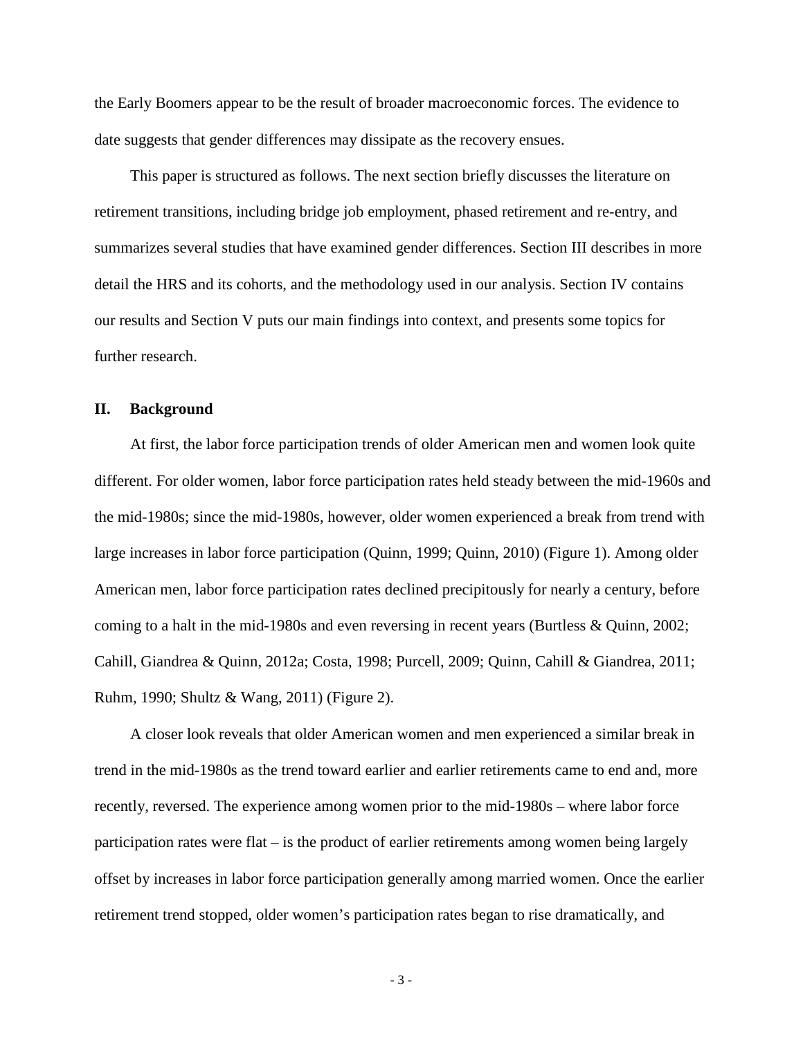the Early Boomers appear to be the result of broader macroeconomic forces. The evidence to date suggests that gender differences may dissipate as the recovery ensues.

This paper is structured as follows. The next section briefly discusses the literature on retirement transitions, including bridge job employment, phased retirement and re-entry, and summarizes several studies that have examined gender differences. Section III describes in more detail the HRS and its cohorts, and the methodology used in our analysis. Section IV contains our results and Section V puts our main findings into context, and presents some topics for further research.

## II. Background

At first, the labor force participation trends of older American men and women look quite different. For older women, labor force participation rates held steady between the mid-1960s and the mid-1980s; since the mid-1980s, however, older women experienced a break from trend with large increases in labor force participation (Quinn, 1999; Quinn, 2010) (Figure 1). Among older American men, labor force participation rates declined precipitously for nearly a century, before coming to a halt in the mid-1980s and even reversing in recent years (Burtless & Quinn, 2002; Cahill, Giandrea & Quinn, 2012a; Costa, 1998; Purcell, 2009; Quinn, Cahill & Giandrea, 2011; Ruhm, 1990; Shultz & Wang, 2011) (Figure 2).

A closer look reveals that older American women and men experienced a similar break in trend in the mid-1980s as the trend toward earlier and earlier retirements came to end and, more recently, reversed. The experience among women prior to the mid-1980s – where labor force participation rates were flat – is the product of earlier retirements among women being largely offset by increases in labor force participation generally among married women. Once the earlier retirement trend stopped, older women's participation rates began to rise dramatically, and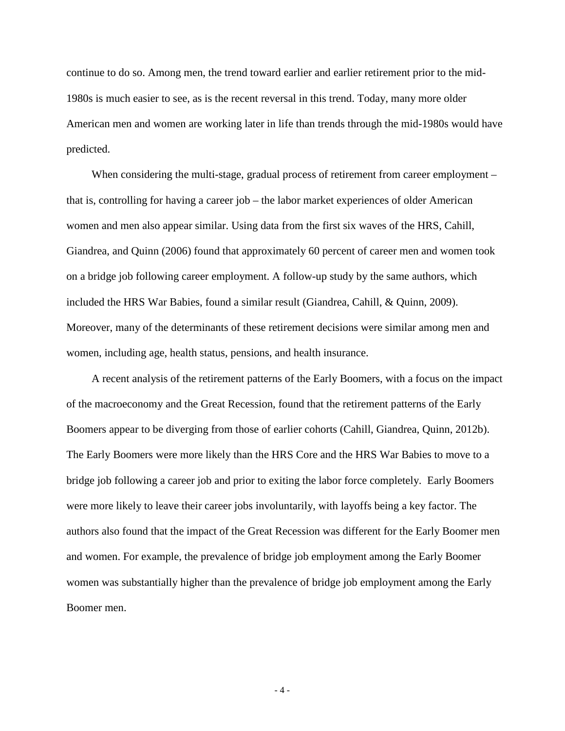continue to do so. Among men, the trend toward earlier and earlier retirement prior to the mid-1980s is much easier to see, as is the recent reversal in this trend. Today, many more older American men and women are working later in life than trends through the mid-1980s would have predicted.

When considering the multi-stage, gradual process of retirement from career employment – that is, controlling for having a career job – the labor market experiences of older American women and men also appear similar. Using data from the first six waves of the HRS, Cahill, Giandrea, and Quinn (2006) found that approximately 60 percent of career men and women took on a bridge job following career employment. A follow-up study by the same authors, which included the HRS War Babies, found a similar result (Giandrea, Cahill, & Quinn, 2009). Moreover, many of the determinants of these retirement decisions were similar among men and women, including age, health status, pensions, and health insurance.

A recent analysis of the retirement patterns of the Early Boomers, with a focus on the impact of the macroeconomy and the Great Recession, found that the retirement patterns of the Early Boomers appear to be diverging from those of earlier cohorts (Cahill, Giandrea, Quinn, 2012b). The Early Boomers were more likely than the HRS Core and the HRS War Babies to move to a bridge job following a career job and prior to exiting the labor force completely. Early Boomers were more likely to leave their career jobs involuntarily, with layoffs being a key factor. The authors also found that the impact of the Great Recession was different for the Early Boomer men and women. For example, the prevalence of bridge job employment among the Early Boomer women was substantially higher than the prevalence of bridge job employment among the Early Boomer men.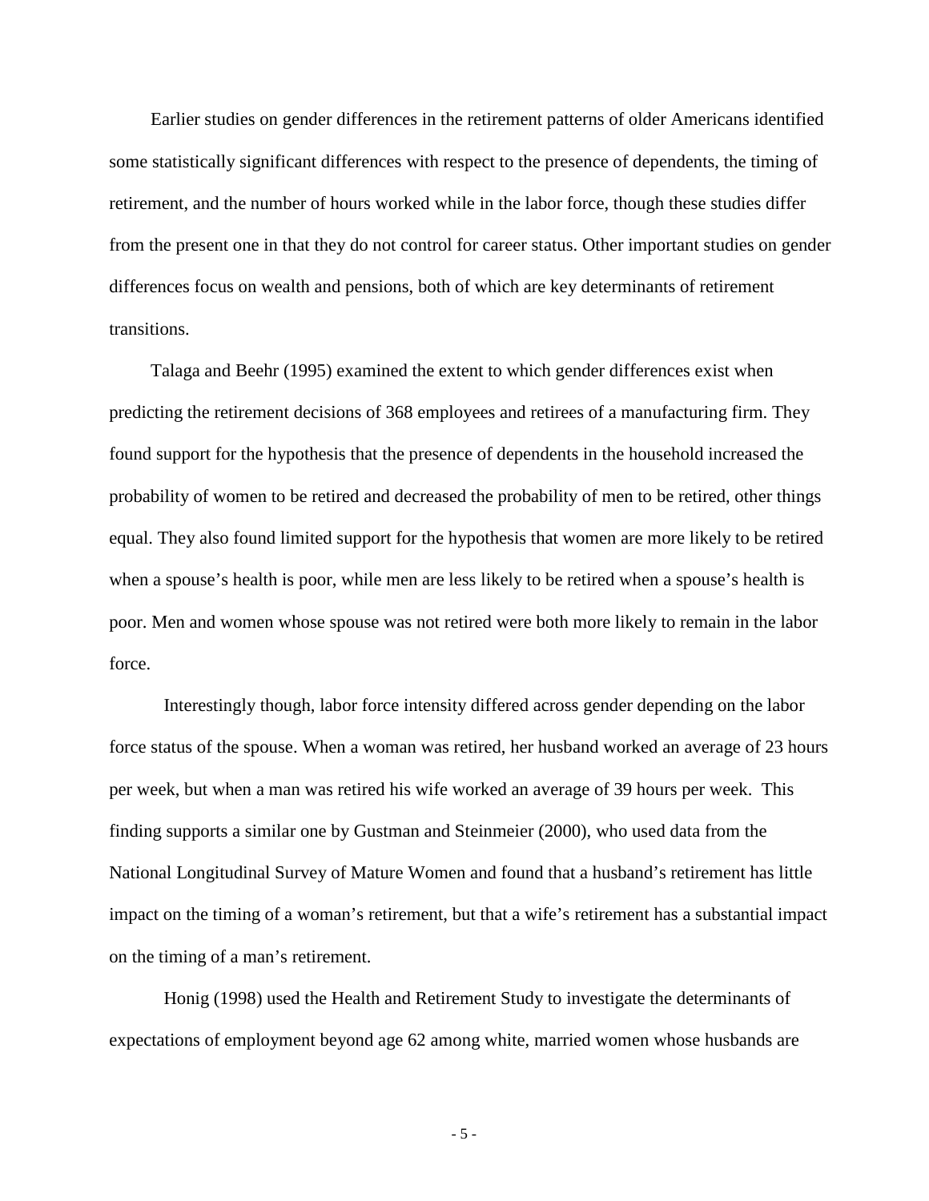Earlier studies on gender differences in the retirement patterns of older Americans identified some statistically significant differences with respect to the presence of dependents, the timing of retirement, and the number of hours worked while in the labor force, though these studies differ from the present one in that they do not control for career status. Other important studies on gender differences focus on wealth and pensions, both of which are key determinants of retirement transitions.

Talaga and Beehr (1995) examined the extent to which gender differences exist when predicting the retirement decisions of 368 employees and retirees of a manufacturing firm. They found support for the hypothesis that the presence of dependents in the household increased the probability of women to be retired and decreased the probability of men to be retired, other things equal. They also found limited support for the hypothesis that women are more likely to be retired when a spouse's health is poor, while men are less likely to be retired when a spouse's health is poor. Men and women whose spouse was not retired were both more likely to remain in the labor force.

Interestingly though, labor force intensity differed across gender depending on the labor force status of the spouse. When a woman was retired, her husband worked an average of 23 hours per week, but when a man was retired his wife worked an average of 39 hours per week. This finding supports a similar one by Gustman and Steinmeier (2000), who used data from the National Longitudinal Survey of Mature Women and found that a husband's retirement has little impact on the timing of a woman's retirement, but that a wife's retirement has a substantial impact on the timing of a man's retirement.

Honig (1998) used the Health and Retirement Study to investigate the determinants of expectations of employment beyond age 62 among white, married women whose husbands are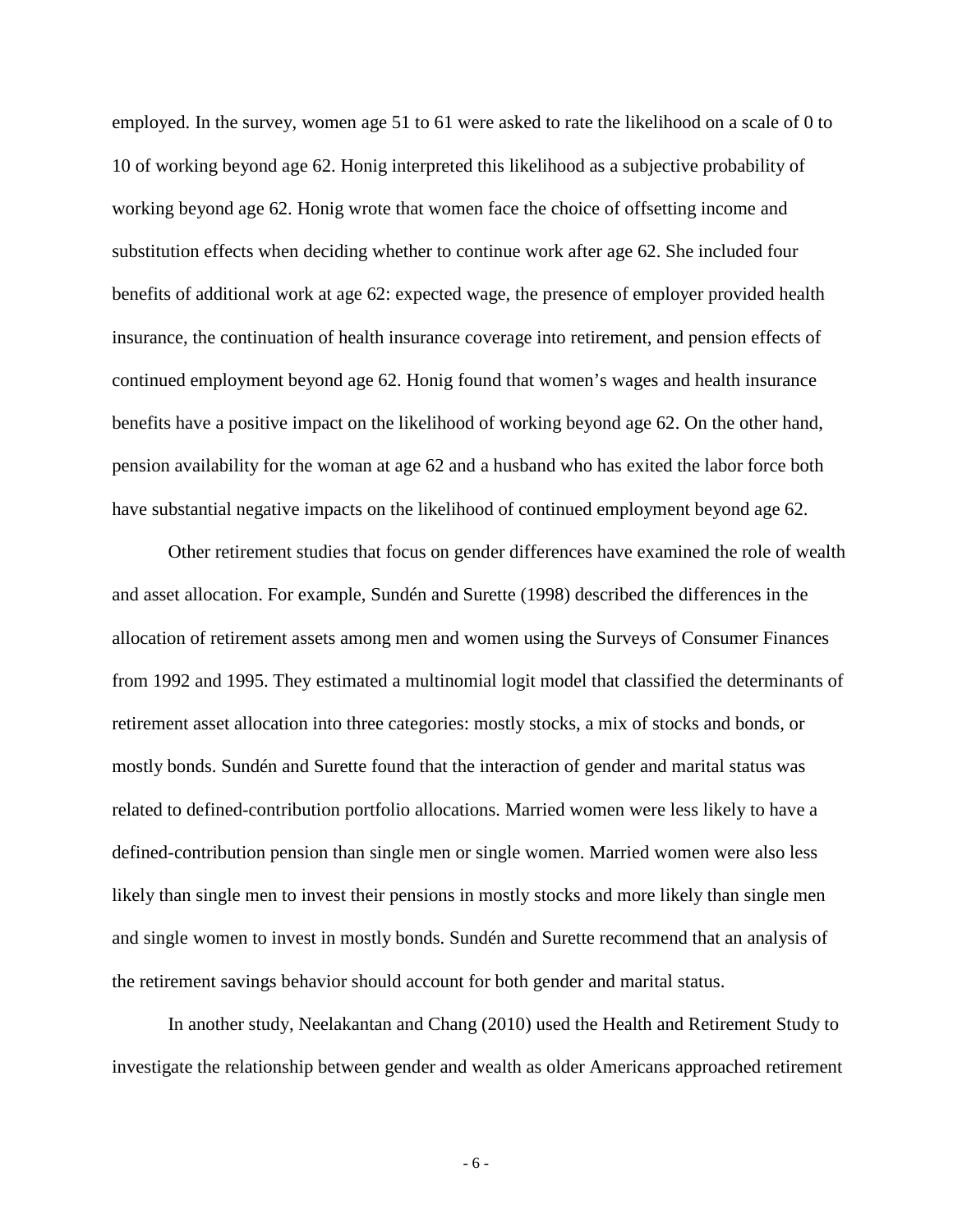employed. In the survey, women age 51 to 61 were asked to rate the likelihood on a scale of 0 to 10 of working beyond age 62. Honig interpreted this likelihood as a subjective probability of working beyond age 62. Honig wrote that women face the choice of offsetting income and substitution effects when deciding whether to continue work after age 62. She included four benefits of additional work at age 62: expected wage, the presence of employer provided health insurance, the continuation of health insurance coverage into retirement, and pension effects of continued employment beyond age 62. Honig found that women's wages and health insurance benefits have a positive impact on the likelihood of working beyond age 62. On the other hand, pension availability for the woman at age 62 and a husband who has exited the labor force both have substantial negative impacts on the likelihood of continued employment beyond age 62.

Other retirement studies that focus on gender differences have examined the role of wealth and asset allocation. For example, Sundén and Surette (1998) described the differences in the allocation of retirement assets among men and women using the Surveys of Consumer Finances from 1992 and 1995. They estimated a multinomial logit model that classified the determinants of retirement asset allocation into three categories: mostly stocks, a mix of stocks and bonds, or mostly bonds. Sundén and Surette found that the interaction of gender and marital status was related to defined-contribution portfolio allocations. Married women were less likely to have a defined-contribution pension than single men or single women. Married women were also less likely than single men to invest their pensions in mostly stocks and more likely than single men and single women to invest in mostly bonds. Sundén and Surette recommend that an analysis of the retirement savings behavior should account for both gender and marital status.

In another study, Neelakantan and Chang (2010) used the Health and Retirement Study to investigate the relationship between gender and wealth as older Americans approached retirement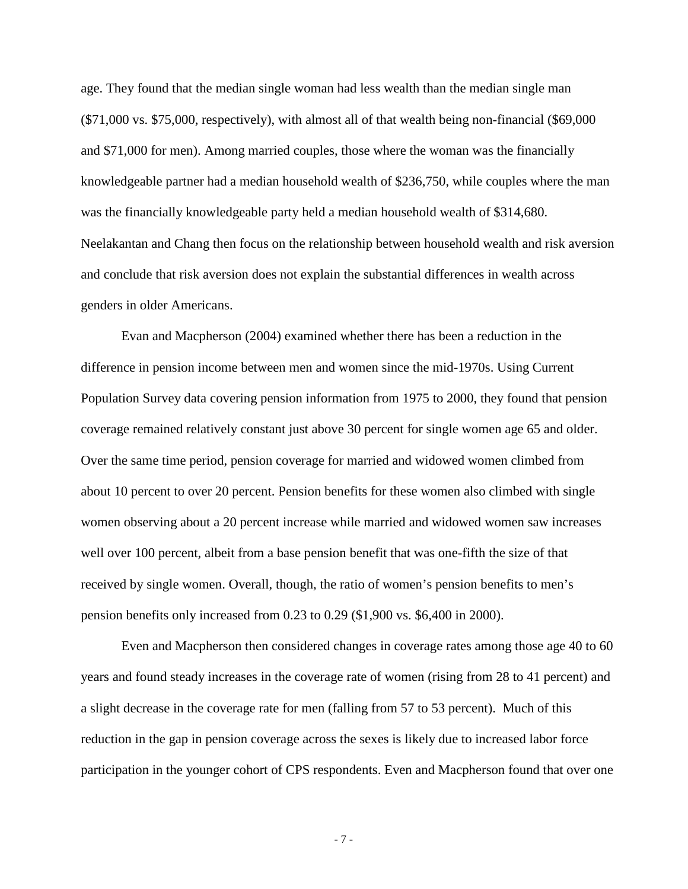age. They found that the median single woman had less wealth than the median single man ($71,000 vs. $75,000, respectively), with almost all of that wealth being non-financial ($69,000 and $71,000 for men). Among married couples, those where the woman was the financially knowledgeable partner had a median household wealth of $236,750, while couples where the man was the financially knowledgeable party held a median household wealth of $314,680. Neelakantan and Chang then focus on the relationship between household wealth and risk aversion and conclude that risk aversion does not explain the substantial differences in wealth across genders in older Americans.

Evan and Macpherson (2004) examined whether there has been a reduction in the difference in pension income between men and women since the mid-1970s. Using Current Population Survey data covering pension information from 1975 to 2000, they found that pension coverage remained relatively constant just above 30 percent for single women age 65 and older. Over the same time period, pension coverage for married and widowed women climbed from about 10 percent to over 20 percent. Pension benefits for these women also climbed with single women observing about a 20 percent increase while married and widowed women saw increases well over 100 percent, albeit from a base pension benefit that was one-fifth the size of that received by single women. Overall, though, the ratio of women's pension benefits to men's pension benefits only increased from 0.23 to 0.29 ($1,900 vs. $6,400 in 2000).

Even and Macpherson then considered changes in coverage rates among those age 40 to 60 years and found steady increases in the coverage rate of women (rising from 28 to 41 percent) and a slight decrease in the coverage rate for men (falling from 57 to 53 percent). Much of this reduction in the gap in pension coverage across the sexes is likely due to increased labor force participation in the younger cohort of CPS respondents. Even and Macpherson found that over one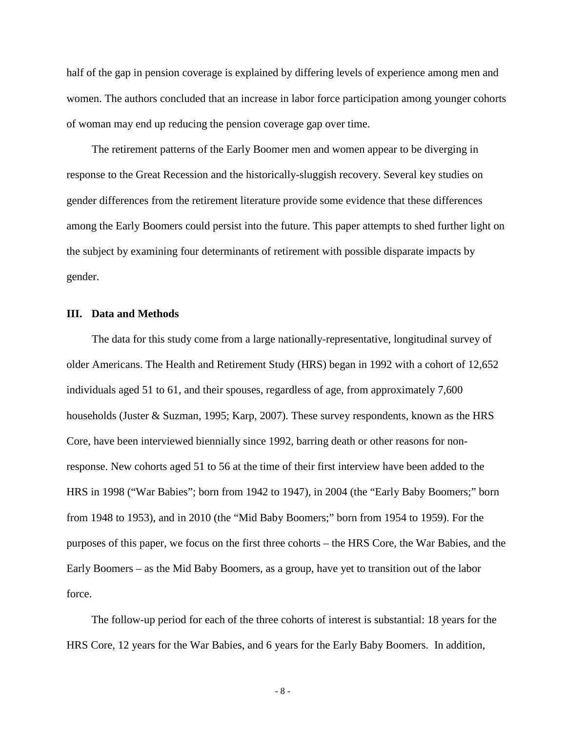half of the gap in pension coverage is explained by differing levels of experience among men and women. The authors concluded that an increase in labor force participation among younger cohorts of woman may end up reducing the pension coverage gap over time.

The retirement patterns of the Early Boomer men and women appear to be diverging in response to the Great Recession and the historically-sluggish recovery. Several key studies on gender differences from the retirement literature provide some evidence that these differences among the Early Boomers could persist into the future. This paper attempts to shed further light on the subject by examining four determinants of retirement with possible disparate impacts by gender.

## III. Data and Methods

The data for this study come from a large nationally-representative, longitudinal survey of older Americans. The Health and Retirement Study (HRS) began in 1992 with a cohort of 12,652 individuals aged 51 to 61, and their spouses, regardless of age, from approximately 7,600 households (Juster & Suzman, 1995; Karp, 2007). These survey respondents, known as the HRS Core, have been interviewed biennially since 1992, barring death or other reasons for non-response. New cohorts aged 51 to 56 at the time of their first interview have been added to the HRS in 1998 ("War Babies"; born from 1942 to 1947), in 2004 (the "Early Baby Boomers;" born from 1948 to 1953), and in 2010 (the "Mid Baby Boomers;" born from 1954 to 1959). For the purposes of this paper, we focus on the first three cohorts – the HRS Core, the War Babies, and the Early Boomers – as the Mid Baby Boomers, as a group, have yet to transition out of the labor force.

The follow-up period for each of the three cohorts of interest is substantial: 18 years for the HRS Core, 12 years for the War Babies, and 6 years for the Early Baby Boomers. In addition,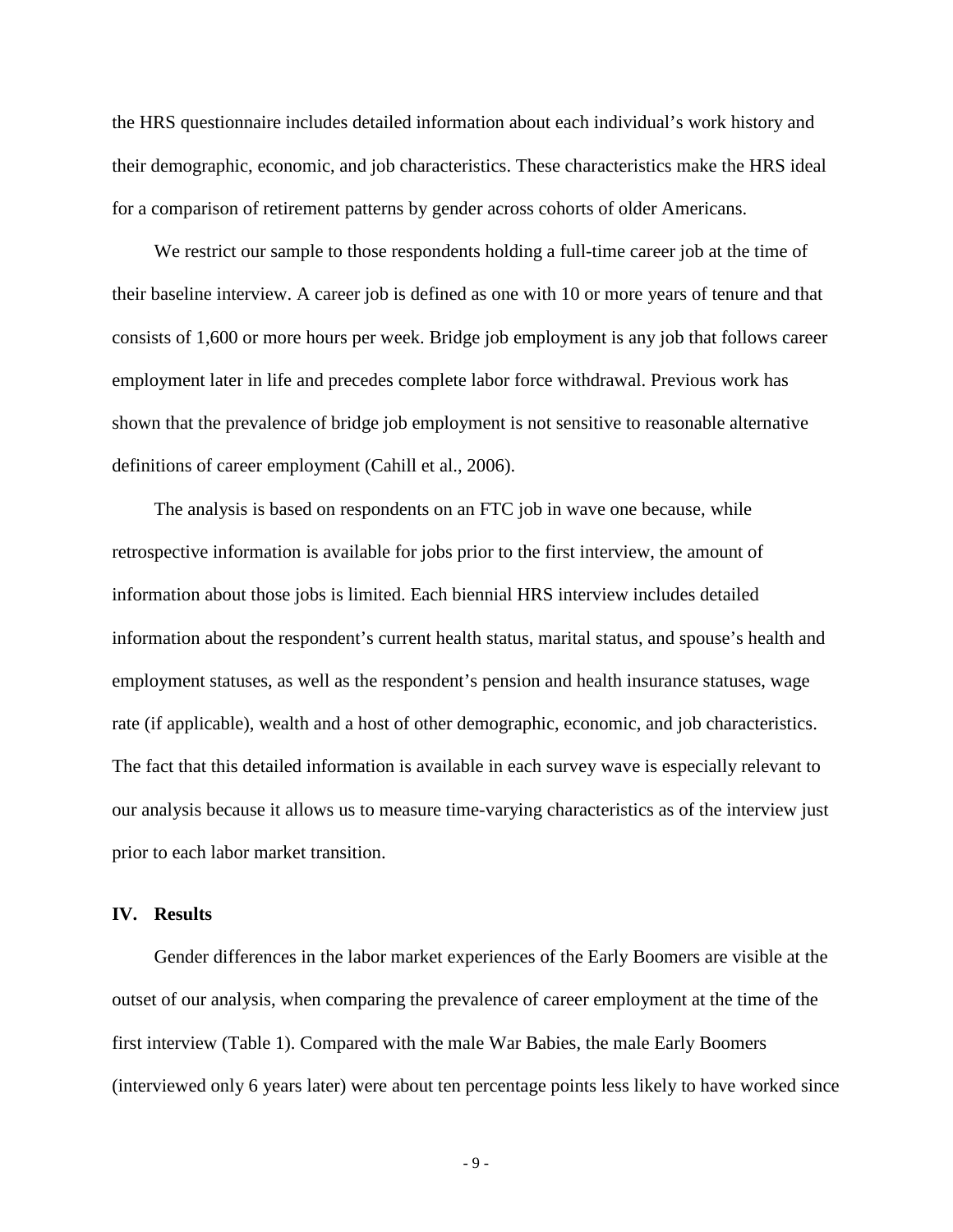the HRS questionnaire includes detailed information about each individual's work history and their demographic, economic, and job characteristics. These characteristics make the HRS ideal for a comparison of retirement patterns by gender across cohorts of older Americans.

We restrict our sample to those respondents holding a full-time career job at the time of their baseline interview. A career job is defined as one with 10 or more years of tenure and that consists of 1,600 or more hours per week. Bridge job employment is any job that follows career employment later in life and precedes complete labor force withdrawal. Previous work has shown that the prevalence of bridge job employment is not sensitive to reasonable alternative definitions of career employment (Cahill et al., 2006).

The analysis is based on respondents on an FTC job in wave one because, while retrospective information is available for jobs prior to the first interview, the amount of information about those jobs is limited. Each biennial HRS interview includes detailed information about the respondent's current health status, marital status, and spouse's health and employment statuses, as well as the respondent's pension and health insurance statuses, wage rate (if applicable), wealth and a host of other demographic, economic, and job characteristics. The fact that this detailed information is available in each survey wave is especially relevant to our analysis because it allows us to measure time-varying characteristics as of the interview just prior to each labor market transition.

## IV. Results

Gender differences in the labor market experiences of the Early Boomers are visible at the outset of our analysis, when comparing the prevalence of career employment at the time of the first interview (Table 1). Compared with the male War Babies, the male Early Boomers (interviewed only 6 years later) were about ten percentage points less likely to have worked since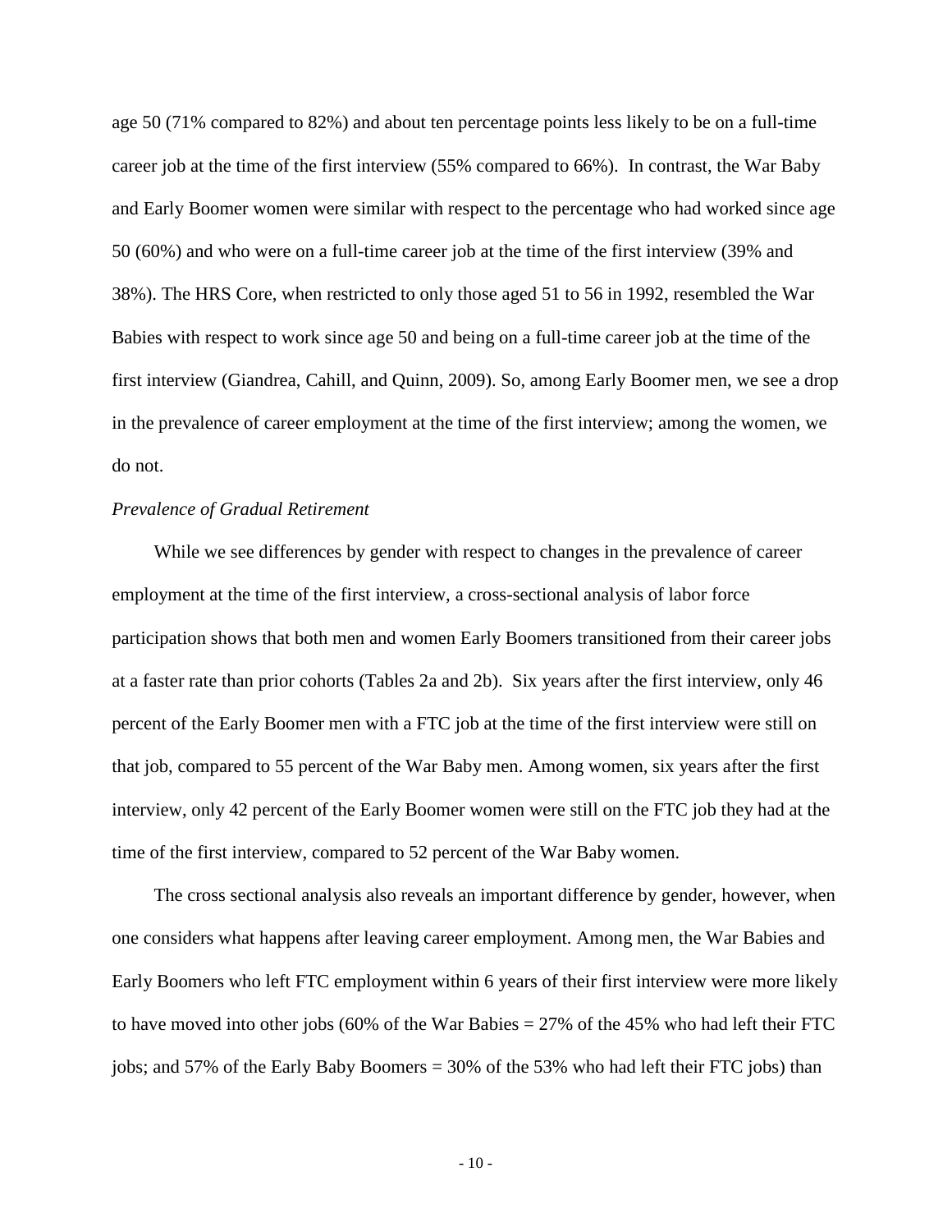age 50 (71% compared to 82%) and about ten percentage points less likely to be on a full-time career job at the time of the first interview (55% compared to 66%). In contrast, the War Baby and Early Boomer women were similar with respect to the percentage who had worked since age 50 (60%) and who were on a full-time career job at the time of the first interview (39% and 38%). The HRS Core, when restricted to only those aged 51 to 56 in 1992, resembled the War Babies with respect to work since age 50 and being on a full-time career job at the time of the first interview (Giandrea, Cahill, and Quinn, 2009). So, among Early Boomer men, we see a drop in the prevalence of career employment at the time of the first interview; among the women, we do not.

*Prevalence of Gradual Retirement*

While we see differences by gender with respect to changes in the prevalence of career employment at the time of the first interview, a cross-sectional analysis of labor force participation shows that both men and women Early Boomers transitioned from their career jobs at a faster rate than prior cohorts (Tables 2a and 2b). Six years after the first interview, only 46 percent of the Early Boomer men with a FTC job at the time of the first interview were still on that job, compared to 55 percent of the War Baby men. Among women, six years after the first interview, only 42 percent of the Early Boomer women were still on the FTC job they had at the time of the first interview, compared to 52 percent of the War Baby women.

The cross sectional analysis also reveals an important difference by gender, however, when one considers what happens after leaving career employment. Among men, the War Babies and Early Boomers who left FTC employment within 6 years of their first interview were more likely to have moved into other jobs (60% of the War Babies = 27% of the 45% who had left their FTC jobs; and 57% of the Early Baby Boomers = 30% of the 53% who had left their FTC jobs) than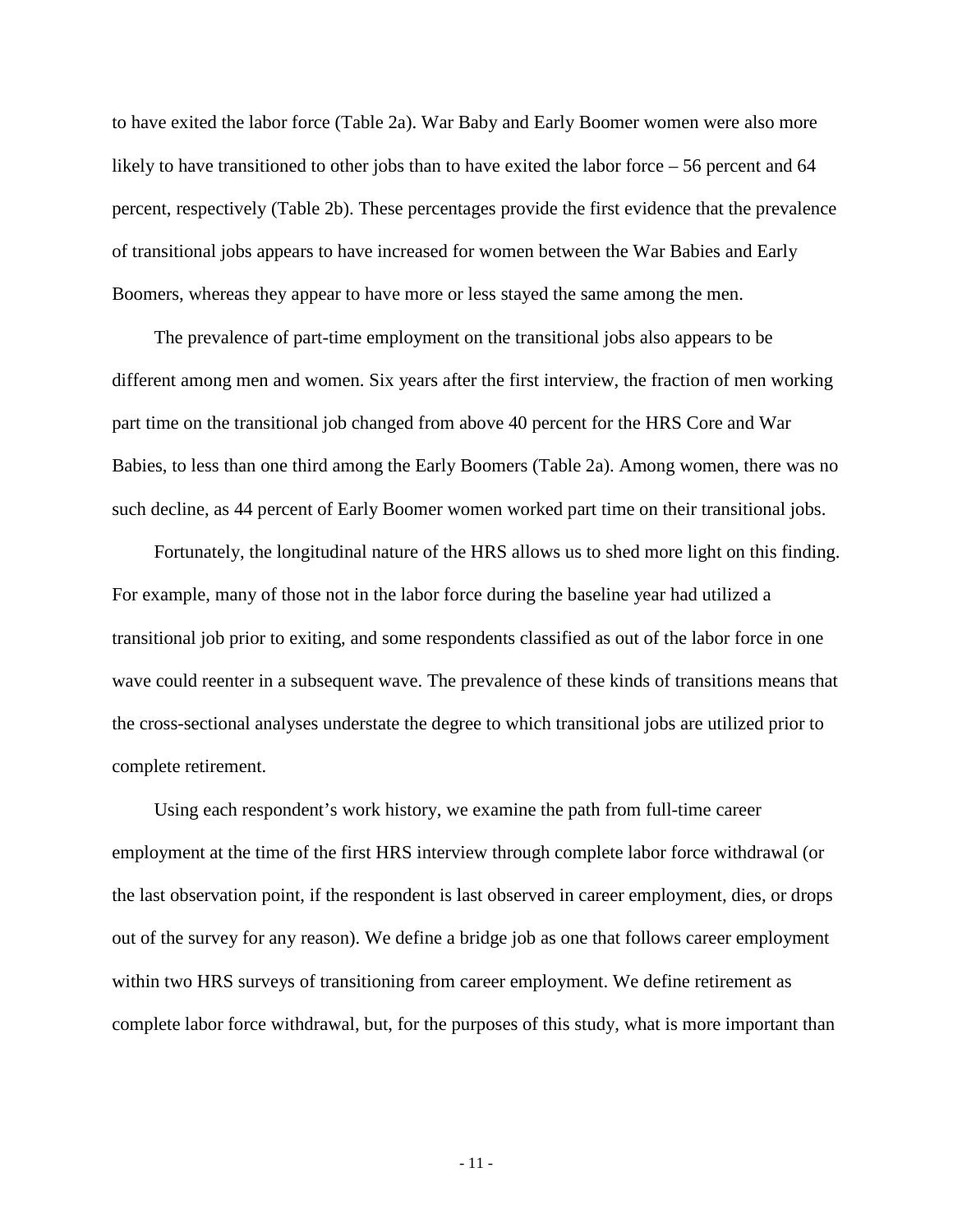to have exited the labor force (Table 2a). War Baby and Early Boomer women were also more likely to have transitioned to other jobs than to have exited the labor force – 56 percent and 64 percent, respectively (Table 2b). These percentages provide the first evidence that the prevalence of transitional jobs appears to have increased for women between the War Babies and Early Boomers, whereas they appear to have more or less stayed the same among the men.

The prevalence of part-time employment on the transitional jobs also appears to be different among men and women. Six years after the first interview, the fraction of men working part time on the transitional job changed from above 40 percent for the HRS Core and War Babies, to less than one third among the Early Boomers (Table 2a). Among women, there was no such decline, as 44 percent of Early Boomer women worked part time on their transitional jobs.

Fortunately, the longitudinal nature of the HRS allows us to shed more light on this finding. For example, many of those not in the labor force during the baseline year had utilized a transitional job prior to exiting, and some respondents classified as out of the labor force in one wave could reenter in a subsequent wave. The prevalence of these kinds of transitions means that the cross-sectional analyses understate the degree to which transitional jobs are utilized prior to complete retirement.

Using each respondent's work history, we examine the path from full-time career employment at the time of the first HRS interview through complete labor force withdrawal (or the last observation point, if the respondent is last observed in career employment, dies, or drops out of the survey for any reason). We define a bridge job as one that follows career employment within two HRS surveys of transitioning from career employment. We define retirement as complete labor force withdrawal, but, for the purposes of this study, what is more important than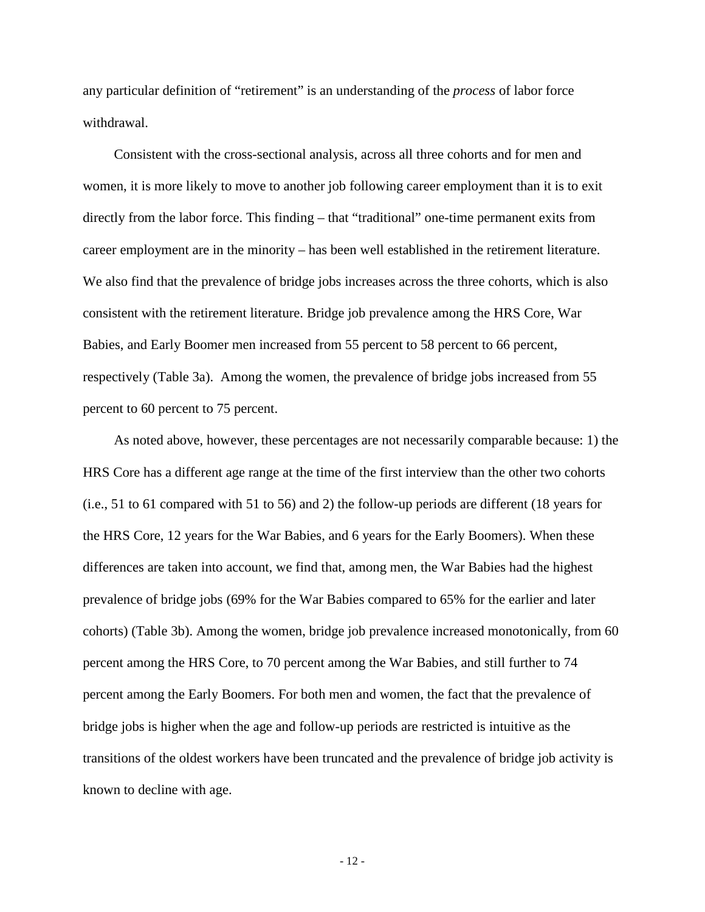any particular definition of "retirement" is an understanding of the *process* of labor force withdrawal.

Consistent with the cross-sectional analysis, across all three cohorts and for men and women, it is more likely to move to another job following career employment than it is to exit directly from the labor force. This finding – that "traditional" one-time permanent exits from career employment are in the minority – has been well established in the retirement literature. We also find that the prevalence of bridge jobs increases across the three cohorts, which is also consistent with the retirement literature. Bridge job prevalence among the HRS Core, War Babies, and Early Boomer men increased from 55 percent to 58 percent to 66 percent, respectively (Table 3a). Among the women, the prevalence of bridge jobs increased from 55 percent to 60 percent to 75 percent.

As noted above, however, these percentages are not necessarily comparable because: 1) the HRS Core has a different age range at the time of the first interview than the other two cohorts (i.e., 51 to 61 compared with 51 to 56) and 2) the follow-up periods are different (18 years for the HRS Core, 12 years for the War Babies, and 6 years for the Early Boomers). When these differences are taken into account, we find that, among men, the War Babies had the highest prevalence of bridge jobs (69% for the War Babies compared to 65% for the earlier and later cohorts) (Table 3b). Among the women, bridge job prevalence increased monotonically, from 60 percent among the HRS Core, to 70 percent among the War Babies, and still further to 74 percent among the Early Boomers. For both men and women, the fact that the prevalence of bridge jobs is higher when the age and follow-up periods are restricted is intuitive as the transitions of the oldest workers have been truncated and the prevalence of bridge job activity is known to decline with age.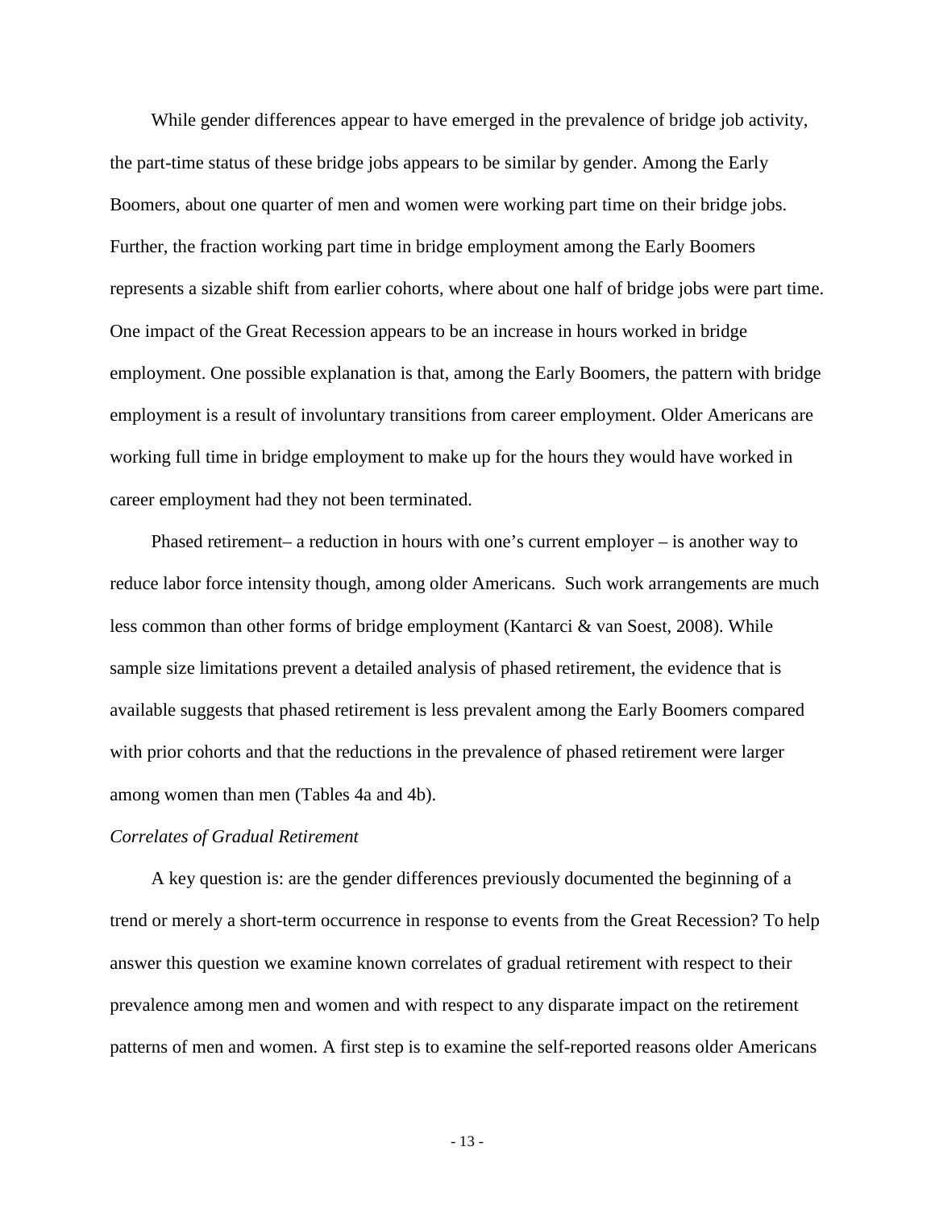While gender differences appear to have emerged in the prevalence of bridge job activity, the part-time status of these bridge jobs appears to be similar by gender. Among the Early Boomers, about one quarter of men and women were working part time on their bridge jobs. Further, the fraction working part time in bridge employment among the Early Boomers represents a sizable shift from earlier cohorts, where about one half of bridge jobs were part time. One impact of the Great Recession appears to be an increase in hours worked in bridge employment. One possible explanation is that, among the Early Boomers, the pattern with bridge employment is a result of involuntary transitions from career employment. Older Americans are working full time in bridge employment to make up for the hours they would have worked in career employment had they not been terminated.

Phased retirement– a reduction in hours with one's current employer – is another way to reduce labor force intensity though, among older Americans.  Such work arrangements are much less common than other forms of bridge employment (Kantarci & van Soest, 2008). While sample size limitations prevent a detailed analysis of phased retirement, the evidence that is available suggests that phased retirement is less prevalent among the Early Boomers compared with prior cohorts and that the reductions in the prevalence of phased retirement were larger among women than men (Tables 4a and 4b).

*Correlates of Gradual Retirement*

A key question is: are the gender differences previously documented the beginning of a trend or merely a short-term occurrence in response to events from the Great Recession? To help answer this question we examine known correlates of gradual retirement with respect to their prevalence among men and women and with respect to any disparate impact on the retirement patterns of men and women. A first step is to examine the self-reported reasons older Americans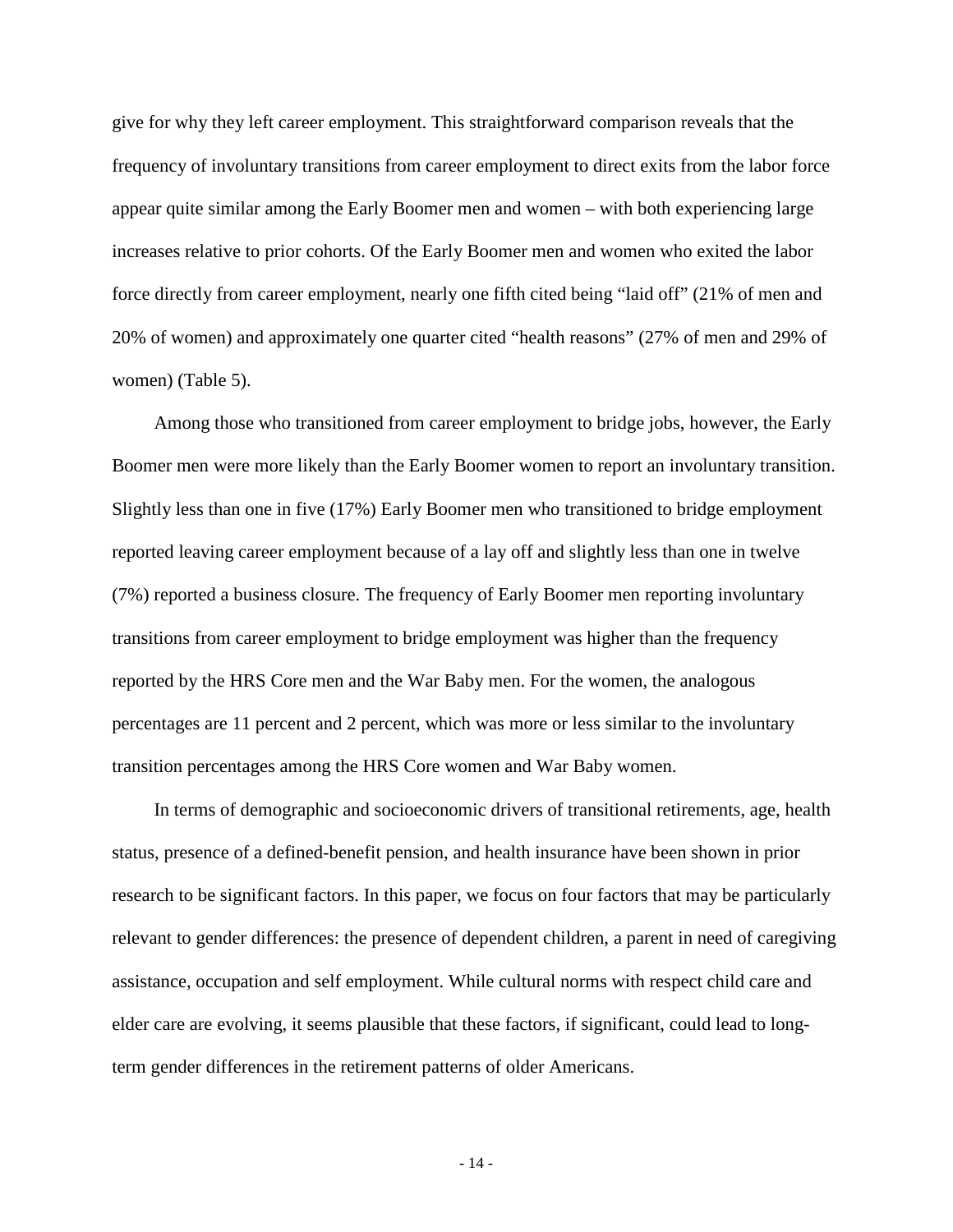give for why they left career employment. This straightforward comparison reveals that the frequency of involuntary transitions from career employment to direct exits from the labor force appear quite similar among the Early Boomer men and women – with both experiencing large increases relative to prior cohorts. Of the Early Boomer men and women who exited the labor force directly from career employment, nearly one fifth cited being "laid off" (21% of men and 20% of women) and approximately one quarter cited "health reasons" (27% of men and 29% of women) (Table 5).

Among those who transitioned from career employment to bridge jobs, however, the Early Boomer men were more likely than the Early Boomer women to report an involuntary transition. Slightly less than one in five (17%) Early Boomer men who transitioned to bridge employment reported leaving career employment because of a lay off and slightly less than one in twelve (7%) reported a business closure. The frequency of Early Boomer men reporting involuntary transitions from career employment to bridge employment was higher than the frequency reported by the HRS Core men and the War Baby men. For the women, the analogous percentages are 11 percent and 2 percent, which was more or less similar to the involuntary transition percentages among the HRS Core women and War Baby women.

In terms of demographic and socioeconomic drivers of transitional retirements, age, health status, presence of a defined-benefit pension, and health insurance have been shown in prior research to be significant factors. In this paper, we focus on four factors that may be particularly relevant to gender differences: the presence of dependent children, a parent in need of caregiving assistance, occupation and self employment. While cultural norms with respect child care and elder care are evolving, it seems plausible that these factors, if significant, could lead to long-term gender differences in the retirement patterns of older Americans.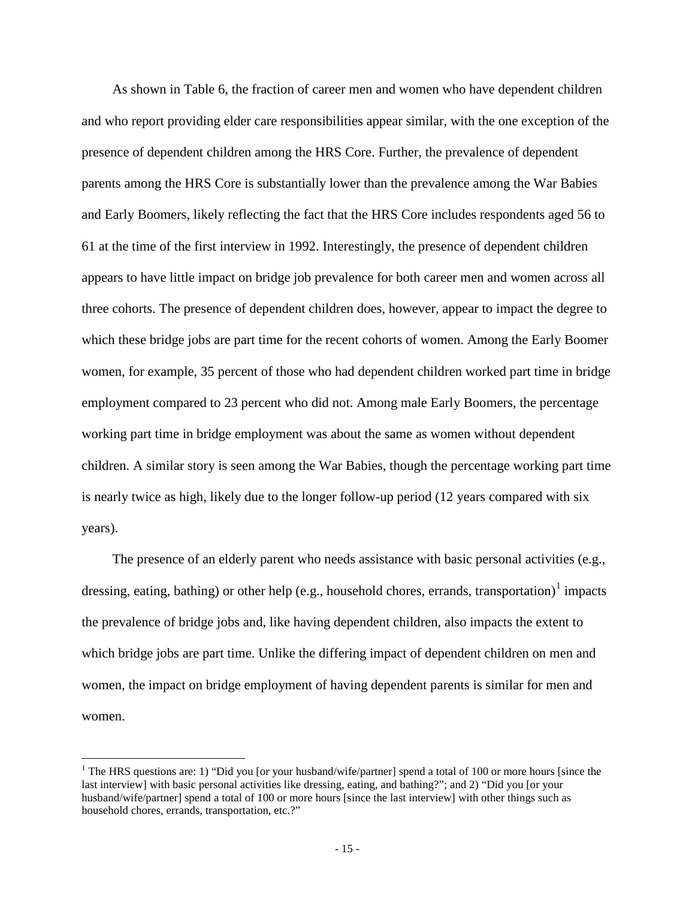As shown in Table 6, the fraction of career men and women who have dependent children and who report providing elder care responsibilities appear similar, with the one exception of the presence of dependent children among the HRS Core. Further, the prevalence of dependent parents among the HRS Core is substantially lower than the prevalence among the War Babies and Early Boomers, likely reflecting the fact that the HRS Core includes respondents aged 56 to 61 at the time of the first interview in 1992. Interestingly, the presence of dependent children appears to have little impact on bridge job prevalence for both career men and women across all three cohorts. The presence of dependent children does, however, appear to impact the degree to which these bridge jobs are part time for the recent cohorts of women. Among the Early Boomer women, for example, 35 percent of those who had dependent children worked part time in bridge employment compared to 23 percent who did not. Among male Early Boomers, the percentage working part time in bridge employment was about the same as women without dependent children. A similar story is seen among the War Babies, though the percentage working part time is nearly twice as high, likely due to the longer follow-up period (12 years compared with six years).

The presence of an elderly parent who needs assistance with basic personal activities (e.g., dressing, eating, bathing) or other help (e.g., household chores, errands, transportation)[1] impacts the prevalence of bridge jobs and, like having dependent children, also impacts the extent to which bridge jobs are part time. Unlike the differing impact of dependent children on men and women, the impact on bridge employment of having dependent parents is similar for men and women.

[1] The HRS questions are: 1) "Did you [or your husband/wife/partner] spend a total of 100 or more hours [since the last interview] with basic personal activities like dressing, eating, and bathing?"; and 2) "Did you [or your husband/wife/partner] spend a total of 100 or more hours [since the last interview] with other things such as household chores, errands, transportation, etc.?"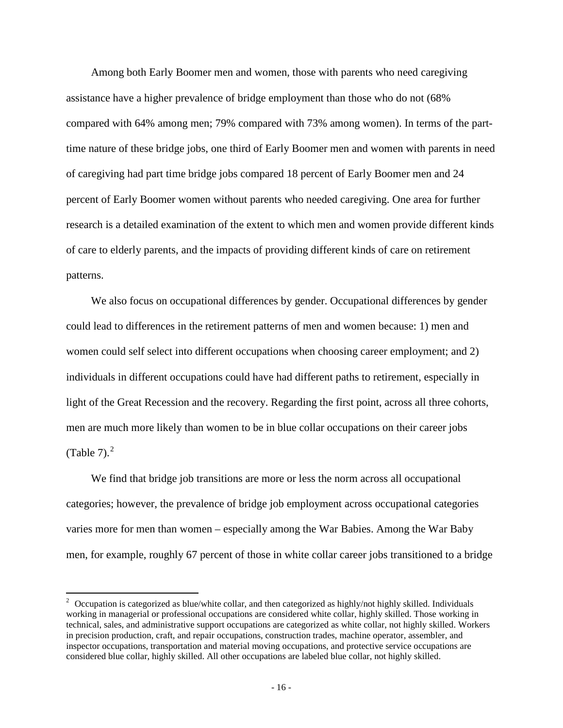Among both Early Boomer men and women, those with parents who need caregiving assistance have a higher prevalence of bridge employment than those who do not (68% compared with 64% among men; 79% compared with 73% among women). In terms of the part-time nature of these bridge jobs, one third of Early Boomer men and women with parents in need of caregiving had part time bridge jobs compared 18 percent of Early Boomer men and 24 percent of Early Boomer women without parents who needed caregiving. One area for further research is a detailed examination of the extent to which men and women provide different kinds of care to elderly parents, and the impacts of providing different kinds of care on retirement patterns.

We also focus on occupational differences by gender. Occupational differences by gender could lead to differences in the retirement patterns of men and women because: 1) men and women could self select into different occupations when choosing career employment; and 2) individuals in different occupations could have had different paths to retirement, especially in light of the Great Recession and the recovery. Regarding the first point, across all three cohorts, men are much more likely than women to be in blue collar occupations on their career jobs (Table 7).[2]

We find that bridge job transitions are more or less the norm across all occupational categories; however, the prevalence of bridge job employment across occupational categories varies more for men than women – especially among the War Babies. Among the War Baby men, for example, roughly 67 percent of those in white collar career jobs transitioned to a bridge

[2] Occupation is categorized as blue/white collar, and then categorized as highly/not highly skilled. Individuals working in managerial or professional occupations are considered white collar, highly skilled. Those working in technical, sales, and administrative support occupations are categorized as white collar, not highly skilled. Workers in precision production, craft, and repair occupations, construction trades, machine operator, assembler, and inspector occupations, transportation and material moving occupations, and protective service occupations are considered blue collar, highly skilled. All other occupations are labeled blue collar, not highly skilled.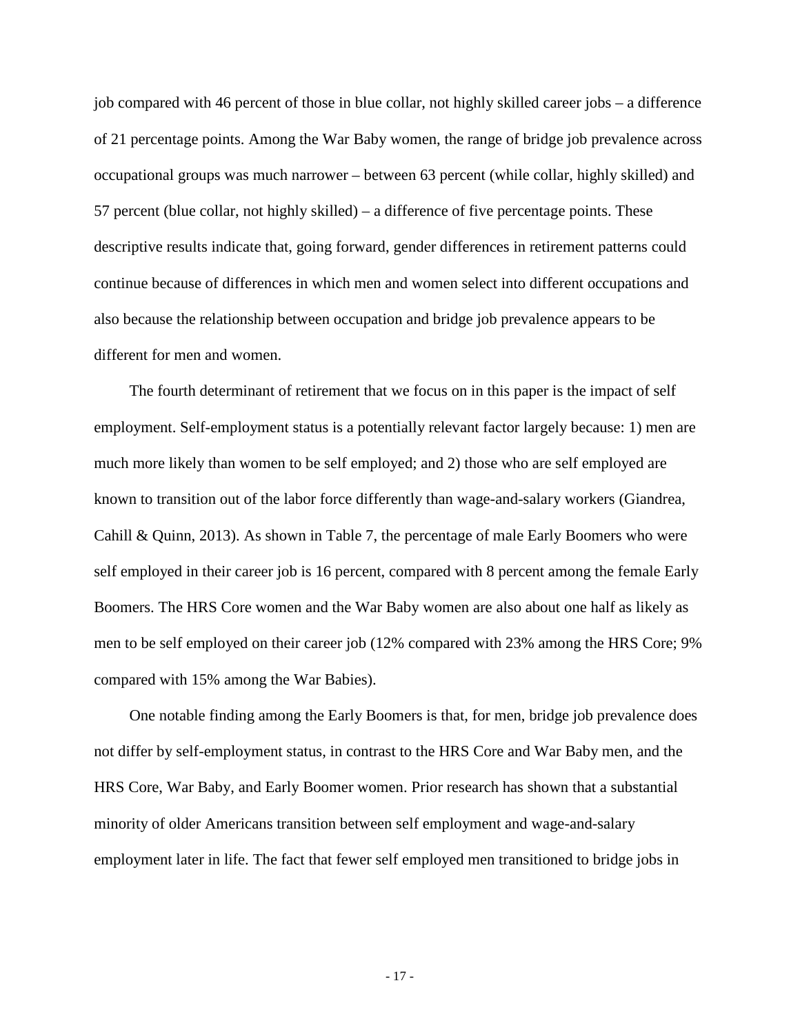job compared with 46 percent of those in blue collar, not highly skilled career jobs – a difference of 21 percentage points. Among the War Baby women, the range of bridge job prevalence across occupational groups was much narrower – between 63 percent (while collar, highly skilled) and 57 percent (blue collar, not highly skilled) – a difference of five percentage points. These descriptive results indicate that, going forward, gender differences in retirement patterns could continue because of differences in which men and women select into different occupations and also because the relationship between occupation and bridge job prevalence appears to be different for men and women.

The fourth determinant of retirement that we focus on in this paper is the impact of self employment. Self-employment status is a potentially relevant factor largely because: 1) men are much more likely than women to be self employed; and 2) those who are self employed are known to transition out of the labor force differently than wage-and-salary workers (Giandrea, Cahill & Quinn, 2013). As shown in Table 7, the percentage of male Early Boomers who were self employed in their career job is 16 percent, compared with 8 percent among the female Early Boomers. The HRS Core women and the War Baby women are also about one half as likely as men to be self employed on their career job (12% compared with 23% among the HRS Core; 9% compared with 15% among the War Babies).

One notable finding among the Early Boomers is that, for men, bridge job prevalence does not differ by self-employment status, in contrast to the HRS Core and War Baby men, and the HRS Core, War Baby, and Early Boomer women. Prior research has shown that a substantial minority of older Americans transition between self employment and wage-and-salary employment later in life. The fact that fewer self employed men transitioned to bridge jobs in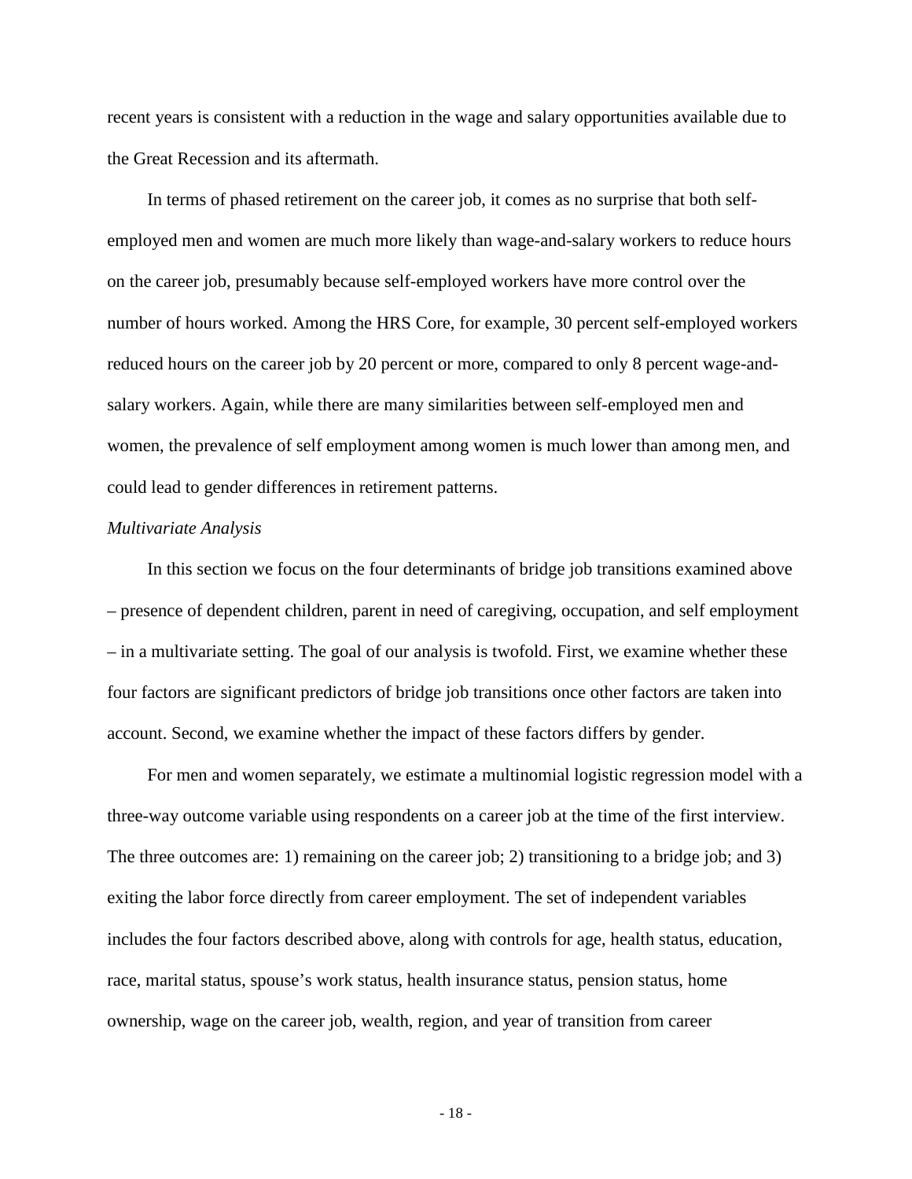recent years is consistent with a reduction in the wage and salary opportunities available due to the Great Recession and its aftermath.

In terms of phased retirement on the career job, it comes as no surprise that both self-employed men and women are much more likely than wage-and-salary workers to reduce hours on the career job, presumably because self-employed workers have more control over the number of hours worked. Among the HRS Core, for example, 30 percent self-employed workers reduced hours on the career job by 20 percent or more, compared to only 8 percent wage-and-salary workers. Again, while there are many similarities between self-employed men and women, the prevalence of self employment among women is much lower than among men, and could lead to gender differences in retirement patterns.

*Multivariate Analysis*

In this section we focus on the four determinants of bridge job transitions examined above – presence of dependent children, parent in need of caregiving, occupation, and self employment – in a multivariate setting. The goal of our analysis is twofold. First, we examine whether these four factors are significant predictors of bridge job transitions once other factors are taken into account. Second, we examine whether the impact of these factors differs by gender.

For men and women separately, we estimate a multinomial logistic regression model with a three-way outcome variable using respondents on a career job at the time of the first interview. The three outcomes are: 1) remaining on the career job; 2) transitioning to a bridge job; and 3) exiting the labor force directly from career employment. The set of independent variables includes the four factors described above, along with controls for age, health status, education, race, marital status, spouse's work status, health insurance status, pension status, home ownership, wage on the career job, wealth, region, and year of transition from career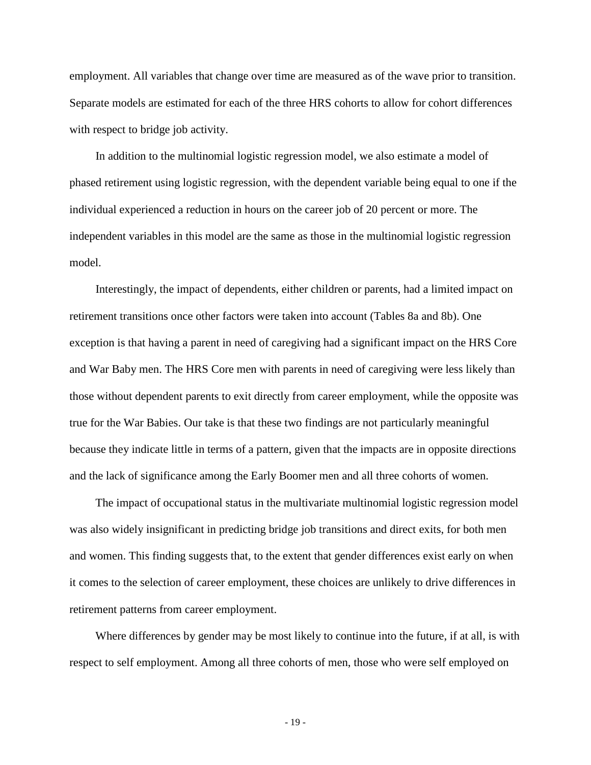employment. All variables that change over time are measured as of the wave prior to transition. Separate models are estimated for each of the three HRS cohorts to allow for cohort differences with respect to bridge job activity.

In addition to the multinomial logistic regression model, we also estimate a model of phased retirement using logistic regression, with the dependent variable being equal to one if the individual experienced a reduction in hours on the career job of 20 percent or more. The independent variables in this model are the same as those in the multinomial logistic regression model.

Interestingly, the impact of dependents, either children or parents, had a limited impact on retirement transitions once other factors were taken into account (Tables 8a and 8b). One exception is that having a parent in need of caregiving had a significant impact on the HRS Core and War Baby men. The HRS Core men with parents in need of caregiving were less likely than those without dependent parents to exit directly from career employment, while the opposite was true for the War Babies. Our take is that these two findings are not particularly meaningful because they indicate little in terms of a pattern, given that the impacts are in opposite directions and the lack of significance among the Early Boomer men and all three cohorts of women.

The impact of occupational status in the multivariate multinomial logistic regression model was also widely insignificant in predicting bridge job transitions and direct exits, for both men and women. This finding suggests that, to the extent that gender differences exist early on when it comes to the selection of career employment, these choices are unlikely to drive differences in retirement patterns from career employment.

Where differences by gender may be most likely to continue into the future, if at all, is with respect to self employment. Among all three cohorts of men, those who were self employed on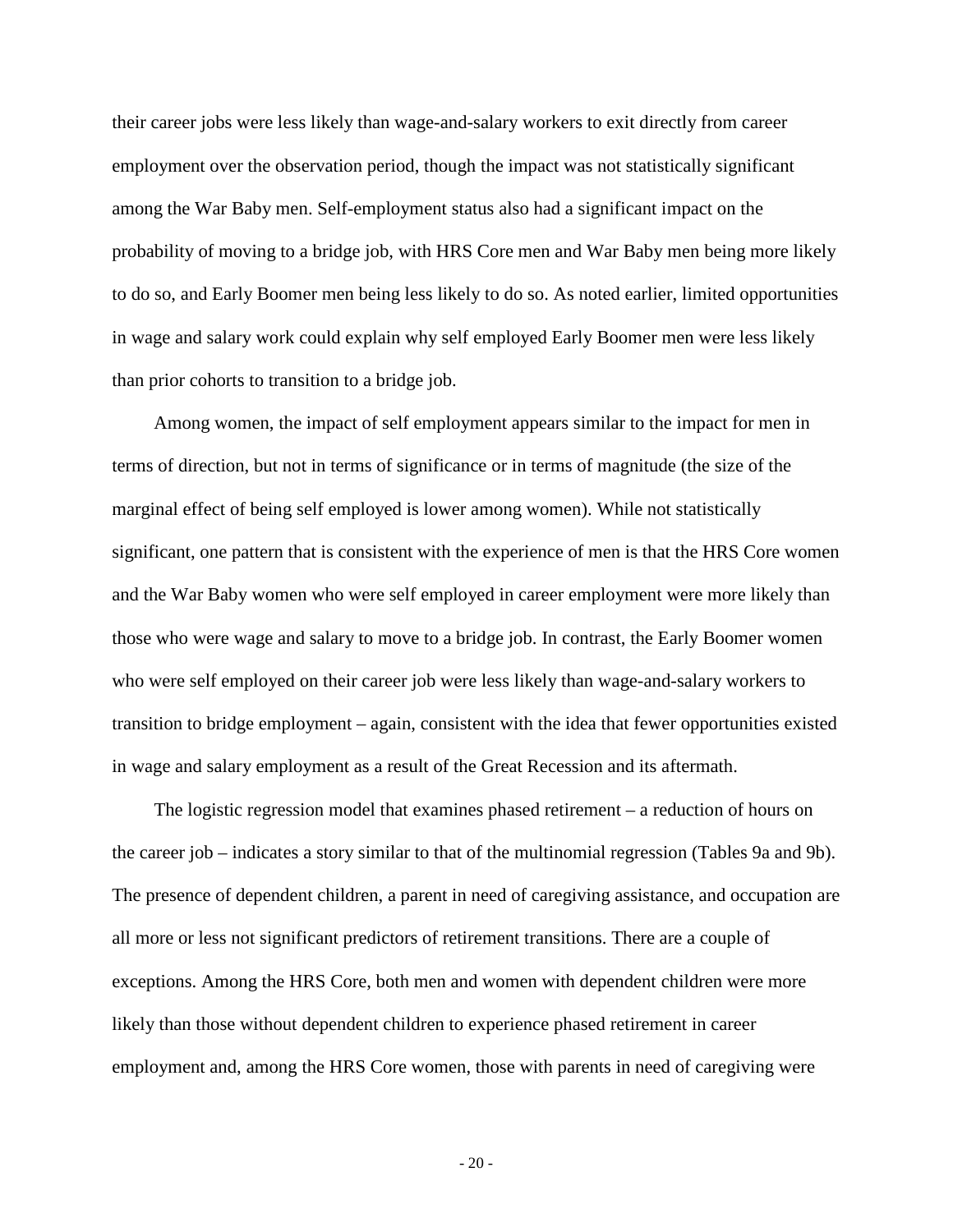their career jobs were less likely than wage-and-salary workers to exit directly from career employment over the observation period, though the impact was not statistically significant among the War Baby men. Self-employment status also had a significant impact on the probability of moving to a bridge job, with HRS Core men and War Baby men being more likely to do so, and Early Boomer men being less likely to do so. As noted earlier, limited opportunities in wage and salary work could explain why self employed Early Boomer men were less likely than prior cohorts to transition to a bridge job.

Among women, the impact of self employment appears similar to the impact for men in terms of direction, but not in terms of significance or in terms of magnitude (the size of the marginal effect of being self employed is lower among women). While not statistically significant, one pattern that is consistent with the experience of men is that the HRS Core women and the War Baby women who were self employed in career employment were more likely than those who were wage and salary to move to a bridge job. In contrast, the Early Boomer women who were self employed on their career job were less likely than wage-and-salary workers to transition to bridge employment – again, consistent with the idea that fewer opportunities existed in wage and salary employment as a result of the Great Recession and its aftermath.

The logistic regression model that examines phased retirement – a reduction of hours on the career job – indicates a story similar to that of the multinomial regression (Tables 9a and 9b). The presence of dependent children, a parent in need of caregiving assistance, and occupation are all more or less not significant predictors of retirement transitions. There are a couple of exceptions. Among the HRS Core, both men and women with dependent children were more likely than those without dependent children to experience phased retirement in career employment and, among the HRS Core women, those with parents in need of caregiving were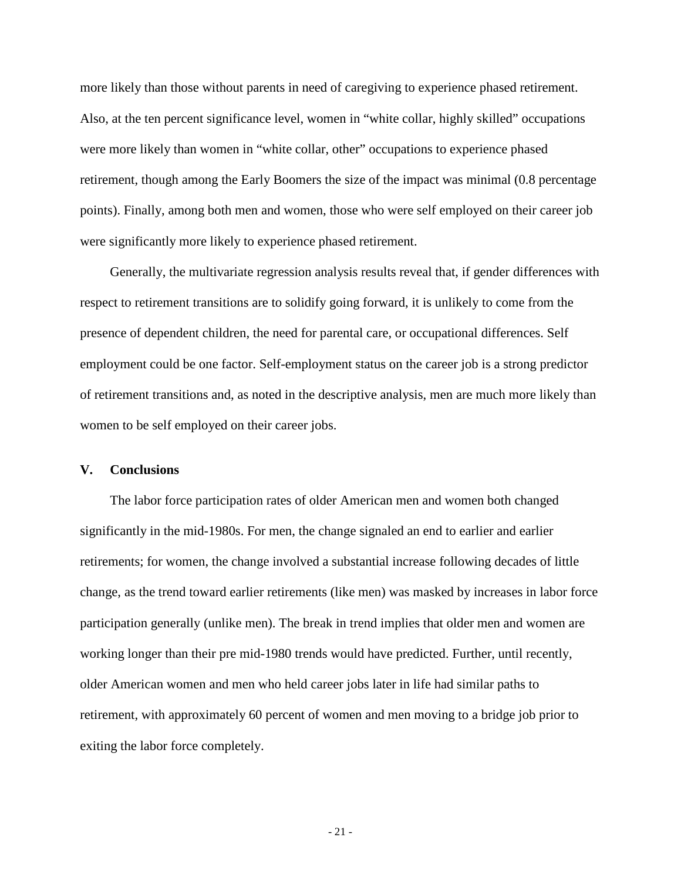more likely than those without parents in need of caregiving to experience phased retirement. Also, at the ten percent significance level, women in "white collar, highly skilled" occupations were more likely than women in "white collar, other" occupations to experience phased retirement, though among the Early Boomers the size of the impact was minimal (0.8 percentage points). Finally, among both men and women, those who were self employed on their career job were significantly more likely to experience phased retirement.

Generally, the multivariate regression analysis results reveal that, if gender differences with respect to retirement transitions are to solidify going forward, it is unlikely to come from the presence of dependent children, the need for parental care, or occupational differences. Self employment could be one factor. Self-employment status on the career job is a strong predictor of retirement transitions and, as noted in the descriptive analysis, men are much more likely than women to be self employed on their career jobs.

## V. Conclusions

The labor force participation rates of older American men and women both changed significantly in the mid-1980s. For men, the change signaled an end to earlier and earlier retirements; for women, the change involved a substantial increase following decades of little change, as the trend toward earlier retirements (like men) was masked by increases in labor force participation generally (unlike men). The break in trend implies that older men and women are working longer than their pre mid-1980 trends would have predicted. Further, until recently, older American women and men who held career jobs later in life had similar paths to retirement, with approximately 60 percent of women and men moving to a bridge job prior to exiting the labor force completely.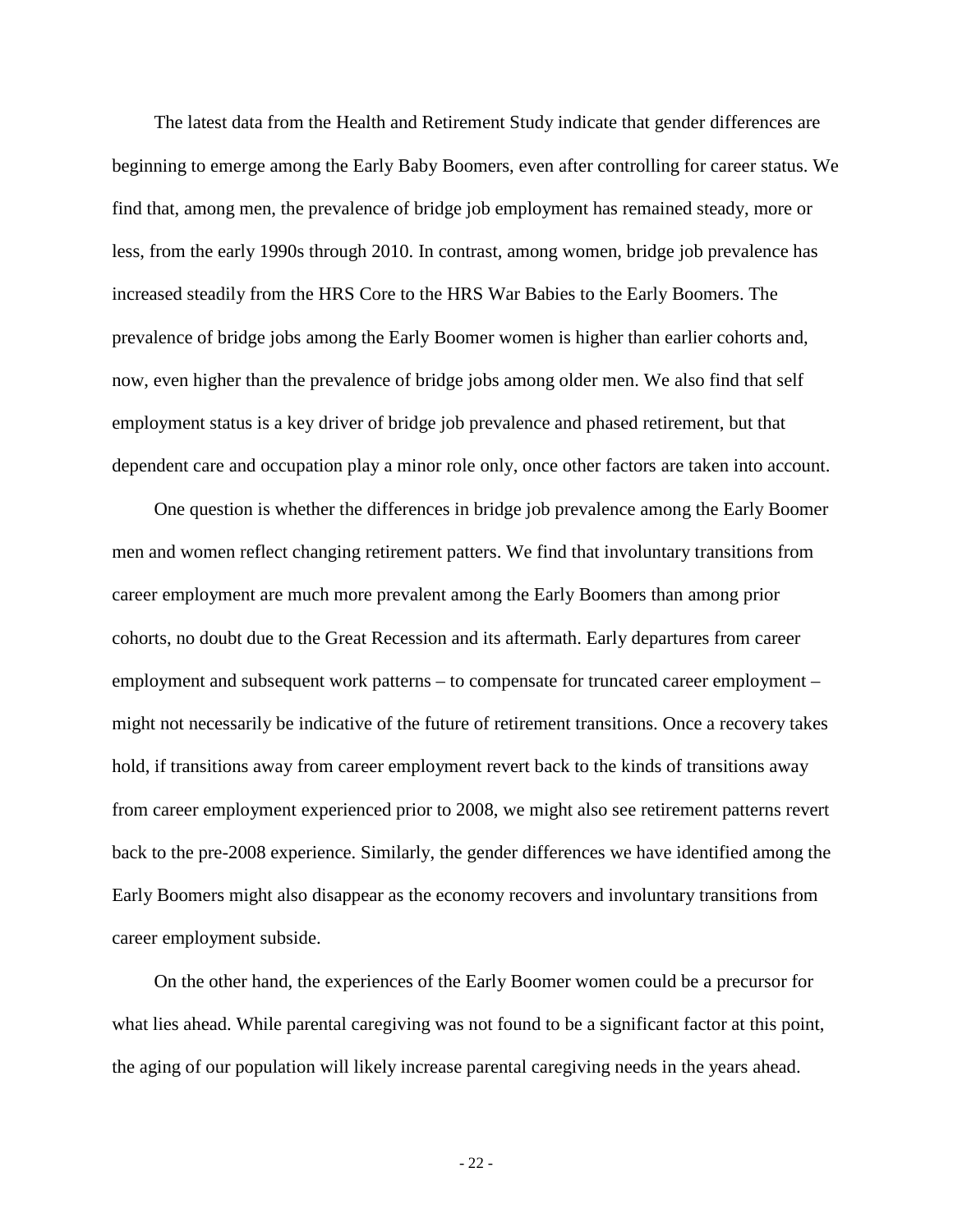The latest data from the Health and Retirement Study indicate that gender differences are beginning to emerge among the Early Baby Boomers, even after controlling for career status. We find that, among men, the prevalence of bridge job employment has remained steady, more or less, from the early 1990s through 2010. In contrast, among women, bridge job prevalence has increased steadily from the HRS Core to the HRS War Babies to the Early Boomers. The prevalence of bridge jobs among the Early Boomer women is higher than earlier cohorts and, now, even higher than the prevalence of bridge jobs among older men. We also find that self employment status is a key driver of bridge job prevalence and phased retirement, but that dependent care and occupation play a minor role only, once other factors are taken into account.

One question is whether the differences in bridge job prevalence among the Early Boomer men and women reflect changing retirement patters. We find that involuntary transitions from career employment are much more prevalent among the Early Boomers than among prior cohorts, no doubt due to the Great Recession and its aftermath. Early departures from career employment and subsequent work patterns – to compensate for truncated career employment – might not necessarily be indicative of the future of retirement transitions. Once a recovery takes hold, if transitions away from career employment revert back to the kinds of transitions away from career employment experienced prior to 2008, we might also see retirement patterns revert back to the pre-2008 experience. Similarly, the gender differences we have identified among the Early Boomers might also disappear as the economy recovers and involuntary transitions from career employment subside.

On the other hand, the experiences of the Early Boomer women could be a precursor for what lies ahead. While parental caregiving was not found to be a significant factor at this point, the aging of our population will likely increase parental caregiving needs in the years ahead.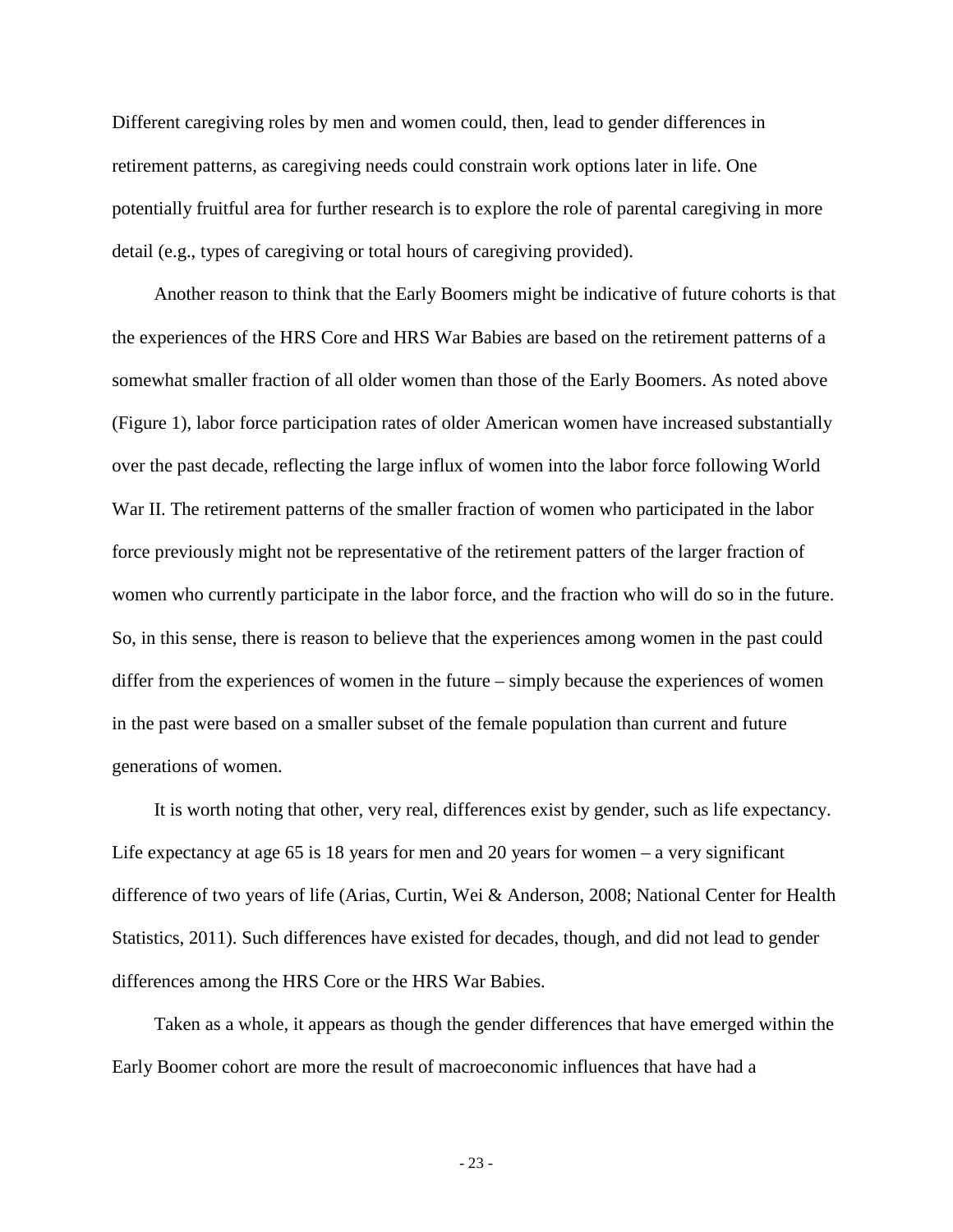Different caregiving roles by men and women could, then, lead to gender differences in retirement patterns, as caregiving needs could constrain work options later in life. One potentially fruitful area for further research is to explore the role of parental caregiving in more detail (e.g., types of caregiving or total hours of caregiving provided).

Another reason to think that the Early Boomers might be indicative of future cohorts is that the experiences of the HRS Core and HRS War Babies are based on the retirement patterns of a somewhat smaller fraction of all older women than those of the Early Boomers. As noted above (Figure 1), labor force participation rates of older American women have increased substantially over the past decade, reflecting the large influx of women into the labor force following World War II. The retirement patterns of the smaller fraction of women who participated in the labor force previously might not be representative of the retirement patters of the larger fraction of women who currently participate in the labor force, and the fraction who will do so in the future. So, in this sense, there is reason to believe that the experiences among women in the past could differ from the experiences of women in the future – simply because the experiences of women in the past were based on a smaller subset of the female population than current and future generations of women.

It is worth noting that other, very real, differences exist by gender, such as life expectancy. Life expectancy at age 65 is 18 years for men and 20 years for women – a very significant difference of two years of life (Arias, Curtin, Wei & Anderson, 2008; National Center for Health Statistics, 2011). Such differences have existed for decades, though, and did not lead to gender differences among the HRS Core or the HRS War Babies.

Taken as a whole, it appears as though the gender differences that have emerged within the Early Boomer cohort are more the result of macroeconomic influences that have had a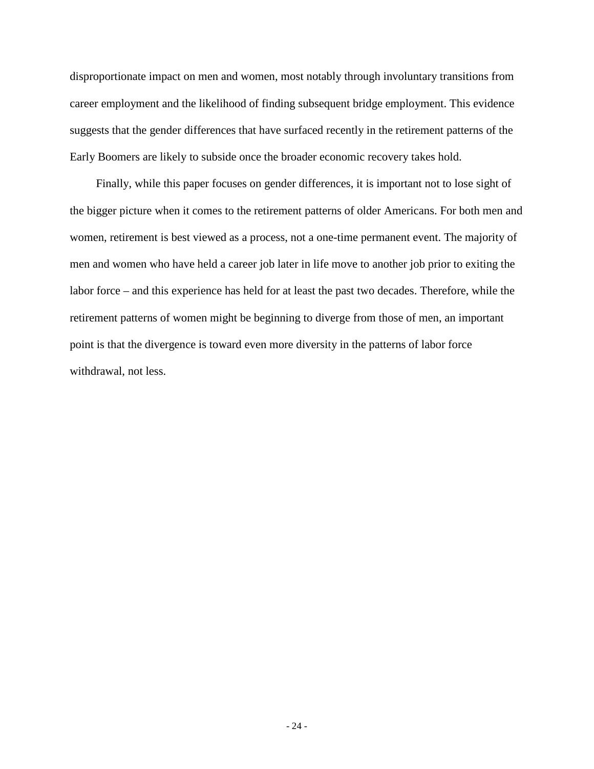disproportionate impact on men and women, most notably through involuntary transitions from career employment and the likelihood of finding subsequent bridge employment. This evidence suggests that the gender differences that have surfaced recently in the retirement patterns of the Early Boomers are likely to subside once the broader economic recovery takes hold.

Finally, while this paper focuses on gender differences, it is important not to lose sight of the bigger picture when it comes to the retirement patterns of older Americans. For both men and women, retirement is best viewed as a process, not a one-time permanent event. The majority of men and women who have held a career job later in life move to another job prior to exiting the labor force – and this experience has held for at least the past two decades. Therefore, while the retirement patterns of women might be beginning to diverge from those of men, an important point is that the divergence is toward even more diversity in the patterns of labor force withdrawal, not less.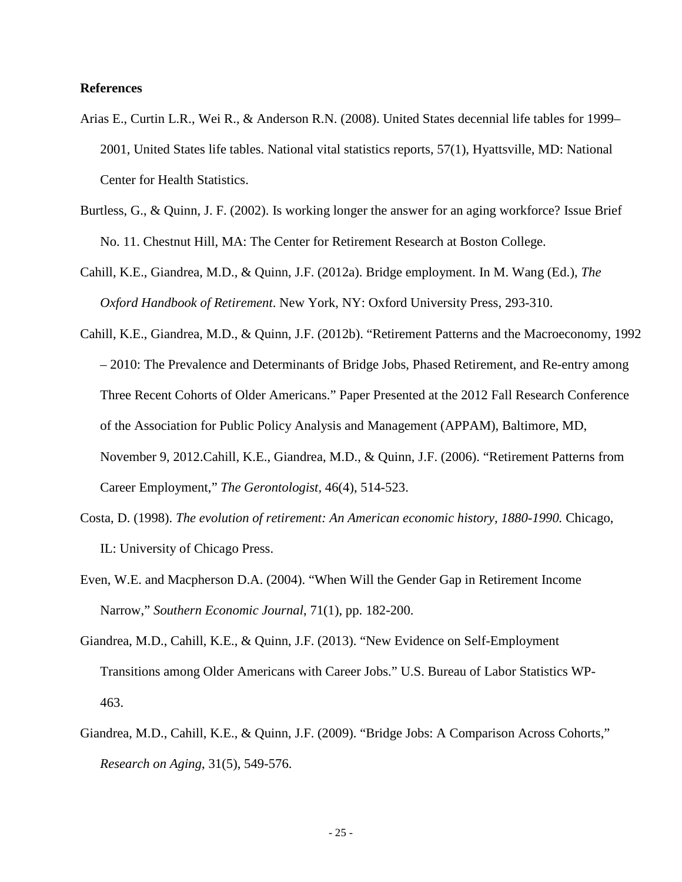**References**

Arias E., Curtin L.R., Wei R., & Anderson R.N. (2008). United States decennial life tables for 1999–2001, United States life tables. National vital statistics reports, 57(1), Hyattsville, MD: National Center for Health Statistics.

Burtless, G., & Quinn, J. F. (2002). Is working longer the answer for an aging workforce? Issue Brief No. 11. Chestnut Hill, MA: The Center for Retirement Research at Boston College.

Cahill, K.E., Giandrea, M.D., & Quinn, J.F. (2012a). Bridge employment. In M. Wang (Ed.), *The Oxford Handbook of Retirement*. New York, NY: Oxford University Press, 293-310.

Cahill, K.E., Giandrea, M.D., & Quinn, J.F. (2012b). "Retirement Patterns and the Macroeconomy, 1992 – 2010: The Prevalence and Determinants of Bridge Jobs, Phased Retirement, and Re-entry among Three Recent Cohorts of Older Americans." Paper Presented at the 2012 Fall Research Conference of the Association for Public Policy Analysis and Management (APPAM), Baltimore, MD, November 9, 2012.Cahill, K.E., Giandrea, M.D., & Quinn, J.F. (2006). "Retirement Patterns from Career Employment," *The Gerontologist*, 46(4), 514-523.

Costa, D. (1998). *The evolution of retirement: An American economic history, 1880-1990.* Chicago, IL: University of Chicago Press.

Even, W.E. and Macpherson D.A. (2004). "When Will the Gender Gap in Retirement Income Narrow," *Southern Economic Journal*, 71(1), pp. 182-200.

Giandrea, M.D., Cahill, K.E., & Quinn, J.F. (2013). "New Evidence on Self-Employment Transitions among Older Americans with Career Jobs." U.S. Bureau of Labor Statistics WP-463.

Giandrea, M.D., Cahill, K.E., & Quinn, J.F. (2009). "Bridge Jobs: A Comparison Across Cohorts," *Research on Aging*, 31(5), 549-576.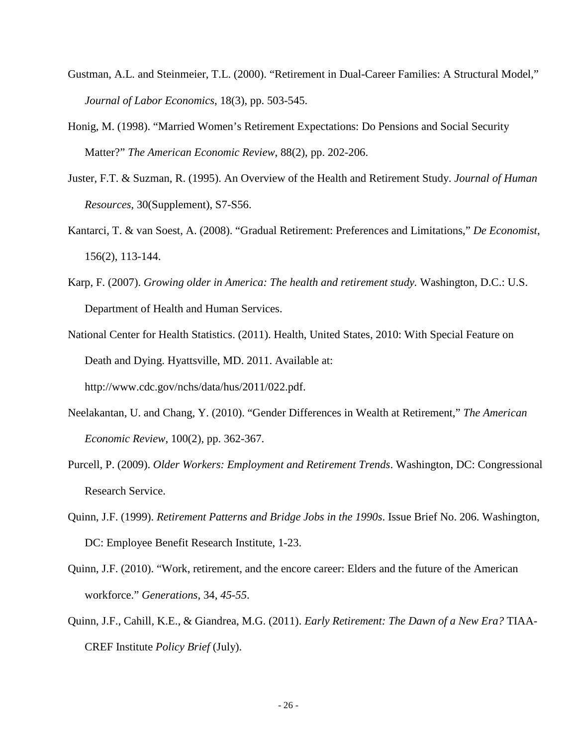Gustman, A.L. and Steinmeier, T.L. (2000). "Retirement in Dual-Career Families: A Structural Model," *Journal of Labor Economics*, 18(3), pp. 503-545.

Honig, M. (1998). "Married Women's Retirement Expectations: Do Pensions and Social Security Matter?" *The American Economic Review*, 88(2), pp. 202-206.

Juster, F.T. & Suzman, R. (1995). An Overview of the Health and Retirement Study. *Journal of Human Resources*, 30(Supplement), S7-S56.

Kantarci, T. & van Soest, A. (2008). "Gradual Retirement: Preferences and Limitations," *De Economist*, 156(2), 113-144.

Karp, F. (2007). *Growing older in America: The health and retirement study.* Washington, D.C.: U.S. Department of Health and Human Services.

National Center for Health Statistics. (2011). Health, United States, 2010: With Special Feature on Death and Dying. Hyattsville, MD. 2011. Available at: http://www.cdc.gov/nchs/data/hus/2011/022.pdf.

Neelakantan, U. and Chang, Y. (2010). "Gender Differences in Wealth at Retirement," *The American Economic Review*, 100(2), pp. 362-367.

Purcell, P. (2009). *Older Workers: Employment and Retirement Trends*. Washington, DC: Congressional Research Service.

Quinn, J.F. (1999). *Retirement Patterns and Bridge Jobs in the 1990s*. Issue Brief No. 206. Washington, DC: Employee Benefit Research Institute, 1-23.

Quinn, J.F. (2010). "Work, retirement, and the encore career: Elders and the future of the American workforce." *Generations*, 34, *45-55*.

Quinn, J.F., Cahill, K.E., & Giandrea, M.G. (2011). *Early Retirement: The Dawn of a New Era?* TIAA-CREF Institute *Policy Brief* (July).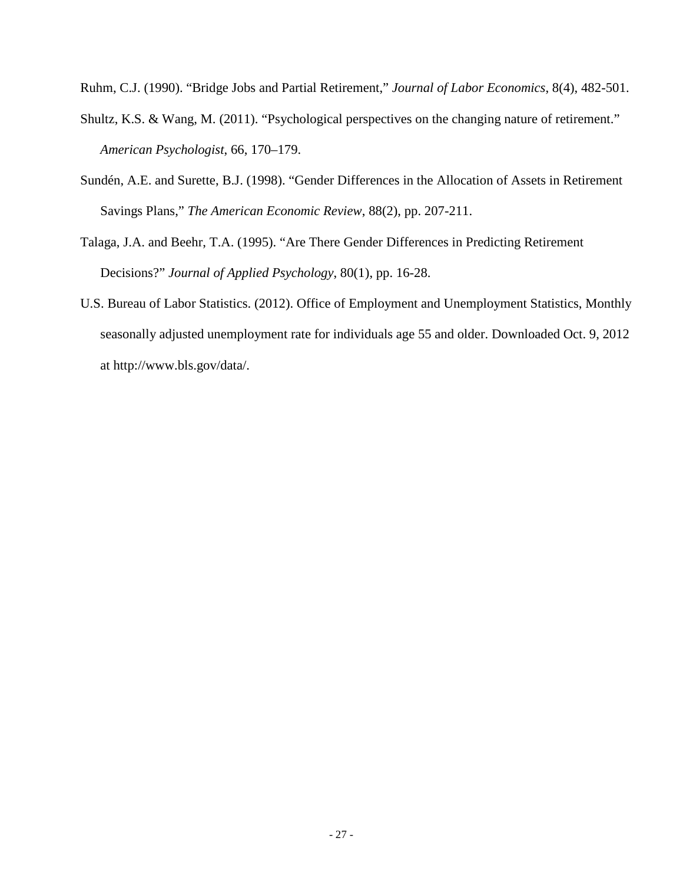Ruhm, C.J. (1990). "Bridge Jobs and Partial Retirement," *Journal of Labor Economics*, 8(4), 482-501.

Shultz, K.S. & Wang, M. (2011). "Psychological perspectives on the changing nature of retirement." *American Psychologist*, 66, 170–179.

Sundén, A.E. and Surette, B.J. (1998). "Gender Differences in the Allocation of Assets in Retirement Savings Plans," *The American Economic Review*, 88(2), pp. 207-211.

Talaga, J.A. and Beehr, T.A. (1995). "Are There Gender Differences in Predicting Retirement Decisions?" *Journal of Applied Psychology*, 80(1), pp. 16-28.

U.S. Bureau of Labor Statistics. (2012). Office of Employment and Unemployment Statistics, Monthly seasonally adjusted unemployment rate for individuals age 55 and older. Downloaded Oct. 9, 2012 at http://www.bls.gov/data/.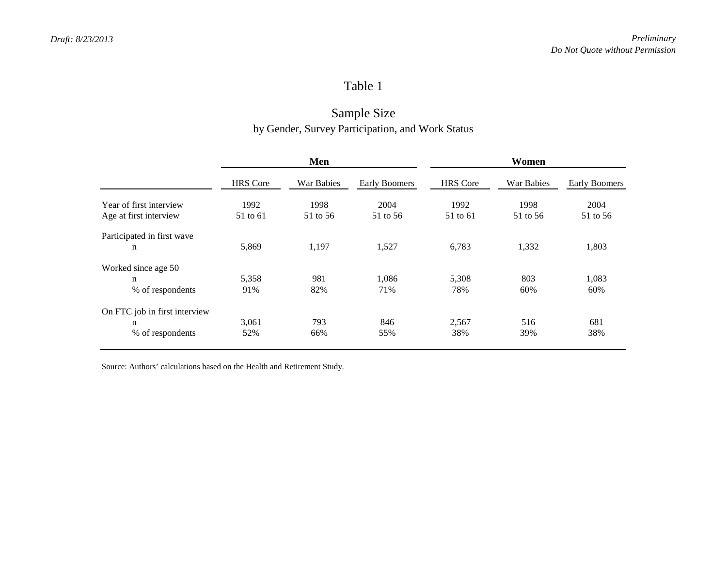# Table 1

## Sample Size

by Gender, Survey Participation, and Work Status

| | Men | | | Women | | |
|---|---|---|---|---|---|---|
| | HRS Core | War Babies | Early Boomers | HRS Core | War Babies | Early Boomers |
| Year of first interview | 1992 | 1998 | 2004 | 1992 | 1998 | 2004 |
| Age at first interview | 51 to 61 | 51 to 56 | 51 to 56 | 51 to 61 | 51 to 56 | 51 to 56 |
| Participated in first wave | | | | | | |
| n | 5,869 | 1,197 | 1,527 | 6,783 | 1,332 | 1,803 |
| Worked since age 50 | | | | | | |
| n | 5,358 | 981 | 1,086 | 5,308 | 803 | 1,083 |
| % of respondents | 91% | 82% | 71% | 78% | 60% | 60% |
| On FTC job in first interview | | | | | | |
| n | 3,061 | 793 | 846 | 2,567 | 516 | 681 |
| % of respondents | 52% | 66% | 55% | 38% | 39% | 38% |

Source: Authors' calculations based on the Health and Retirement Study.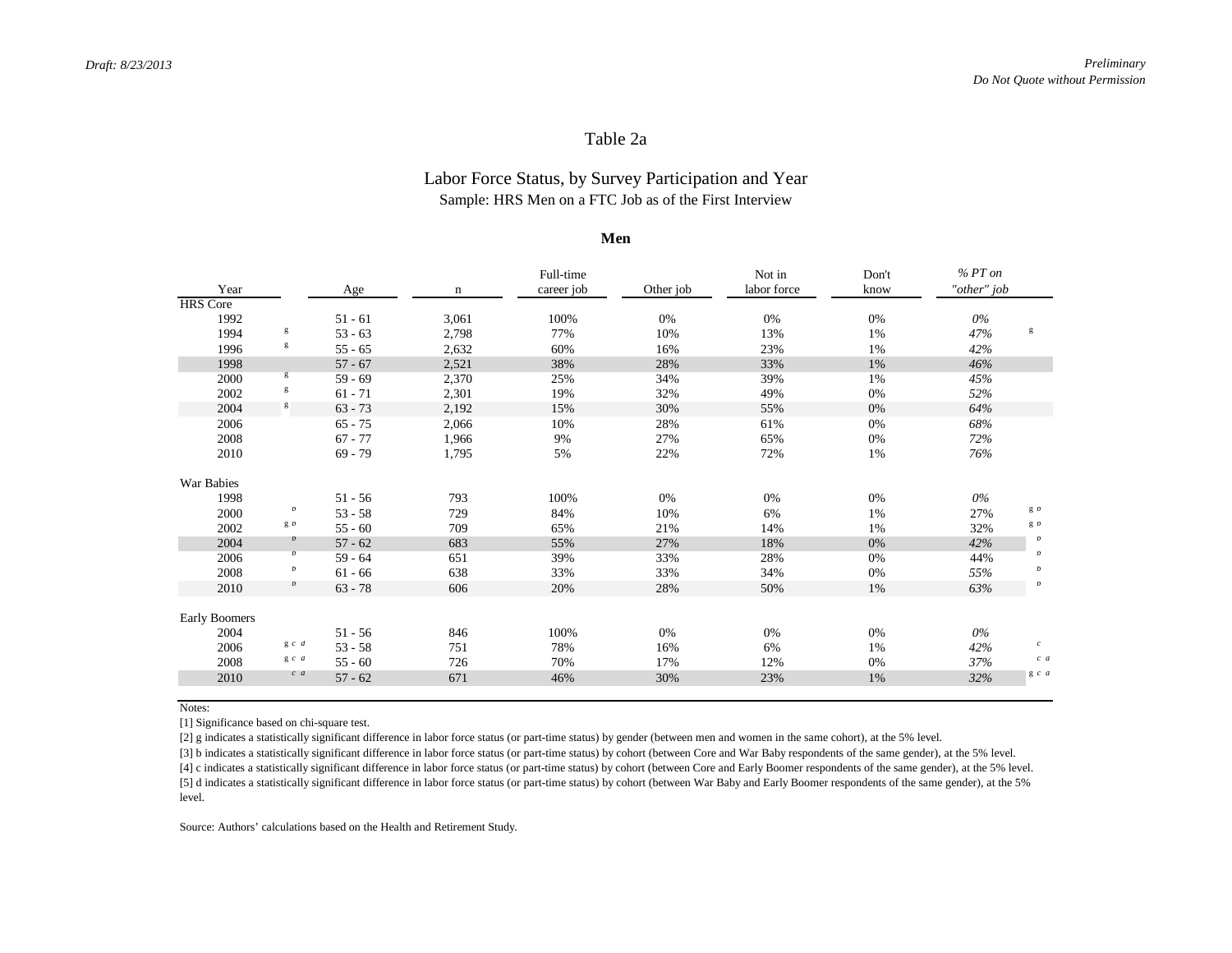Draft: 8/23/2013

Preliminary
Do Not Quote without Permission

# Table 2a

## Labor Force Status, by Survey Participation and Year

Sample: HRS Men on a FTC Job as of the First Interview

**Men**

| Year | | Age | n | Full-time career job | Other job | Not in labor force | Don't know | *% PT on "other" job* | |
|---|---|---|---|---|---|---|---|---|---|
| HRS Core | | | | | | | | | |
| 1992 | | 51 - 61 | 3,061 | 100% | 0% | 0% | 0% | *0%* | |
| 1994 | g | 53 - 63 | 2,798 | 77% | 10% | 13% | 1% | *47%* | g |
| 1996 | g | 55 - 65 | 2,632 | 60% | 16% | 23% | 1% | *42%* | |
| 1998 | | 57 - 67 | 2,521 | 38% | 28% | 33% | 1% | *46%* | |
| 2000 | g | 59 - 69 | 2,370 | 25% | 34% | 39% | 1% | *45%* | |
| 2002 | g | 61 - 71 | 2,301 | 19% | 32% | 49% | 0% | *52%* | |
| 2004 | g | 63 - 73 | 2,192 | 15% | 30% | 55% | 0% | *64%* | |
| 2006 | | 65 - 75 | 2,066 | 10% | 28% | 61% | 0% | *68%* | |
| 2008 | | 67 - 77 | 1,966 | 9% | 27% | 65% | 0% | *72%* | |
| 2010 | | 69 - 79 | 1,795 | 5% | 22% | 72% | 1% | *76%* | |
| War Babies | | | | | | | | | |
| 1998 | | 51 - 56 | 793 | 100% | 0% | 0% | 0% | *0%* | |
| 2000 | b | 53 - 58 | 729 | 84% | 10% | 6% | 1% | 27% | g b |
| 2002 | g b | 55 - 60 | 709 | 65% | 21% | 14% | 1% | 32% | g b |
| 2004 | b | 57 - 62 | 683 | 55% | 27% | 18% | 0% | *42%* | b |
| 2006 | b | 59 - 64 | 651 | 39% | 33% | 28% | 0% | 44% | b |
| 2008 | b | 61 - 66 | 638 | 33% | 33% | 34% | 0% | *55%* | b |
| 2010 | b | 63 - 78 | 606 | 20% | 28% | 50% | 1% | *63%* | b |
| Early Boomers | | | | | | | | | |
| 2004 | | 51 - 56 | 846 | 100% | 0% | 0% | 0% | *0%* | |
| 2006 | g c d | 53 - 58 | 751 | 78% | 16% | 6% | 1% | *42%* | c |
| 2008 | g c a | 55 - 60 | 726 | 70% | 17% | 12% | 0% | *37%* | c a |
| 2010 | c a | 57 - 62 | 671 | 46% | 30% | 23% | 1% | *32%* | g c a |

Notes:

[1] Significance based on chi-square test.

[2] g indicates a statistically significant difference in labor force status (or part-time status) by gender (between men and women in the same cohort), at the 5% level.

[3] b indicates a statistically significant difference in labor force status (or part-time status) by cohort (between Core and War Baby respondents of the same gender), at the 5% level.

[4] c indicates a statistically significant difference in labor force status (or part-time status) by cohort (between Core and Early Boomer respondents of the same gender), at the 5% level.

[5] d indicates a statistically significant difference in labor force status (or part-time status) by cohort (between War Baby and Early Boomer respondents of the same gender), at the 5% level.

Source: Authors' calculations based on the Health and Retirement Study.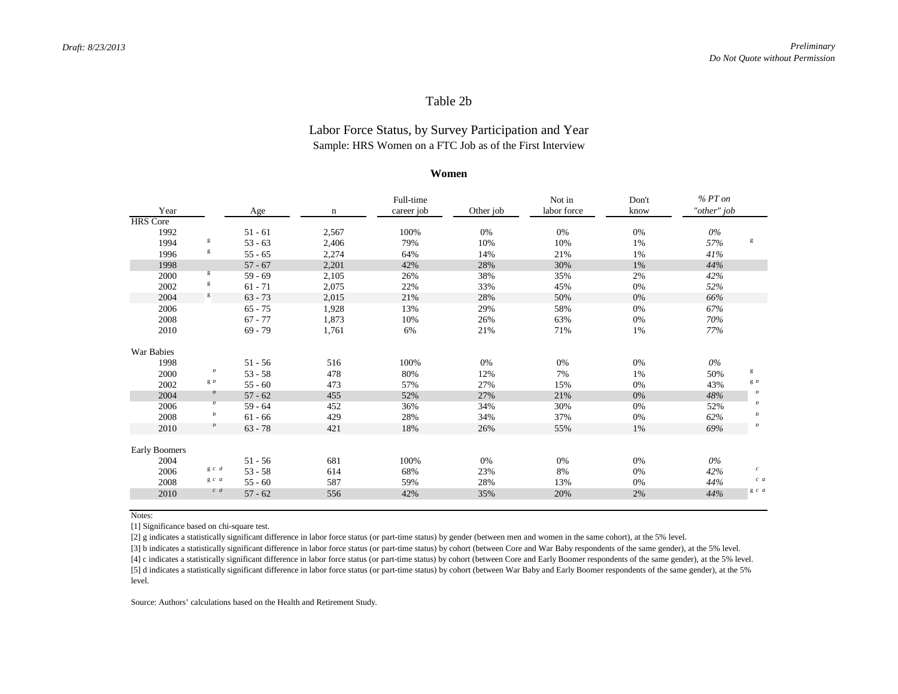Draft: 8/23/2013

Preliminary
Do Not Quote without Permission

# Table 2b

## Labor Force Status, by Survey Participation and Year

Sample: HRS Women on a FTC Job as of the First Interview

**Women**

| Year | | Age | n | Full-time career job | Other job | Not in labor force | Don't know | *% PT on "other" job* | |
|---|---|---|---|---|---|---|---|---|---|
| HRS Core | | | | | | | | | |
| 1992 | | 51 - 61 | 2,567 | 100% | 0% | 0% | 0% | *0%* | |
| 1994 | g | 53 - 63 | 2,406 | 79% | 10% | 10% | 1% | *57%* | g |
| 1996 | g | 55 - 65 | 2,274 | 64% | 14% | 21% | 1% | *41%* | |
| 1998 | | 57 - 67 | 2,201 | 42% | 28% | 30% | 1% | *44%* | |
| 2000 | g | 59 - 69 | 2,105 | 26% | 38% | 35% | 2% | *42%* | |
| 2002 | g | 61 - 71 | 2,075 | 22% | 33% | 45% | 0% | *52%* | |
| 2004 | g | 63 - 73 | 2,015 | 21% | 28% | 50% | 0% | *66%* | |
| 2006 | | 65 - 75 | 1,928 | 13% | 29% | 58% | 0% | *67%* | |
| 2008 | | 67 - 77 | 1,873 | 10% | 26% | 63% | 0% | *70%* | |
| 2010 | | 69 - 79 | 1,761 | 6% | 21% | 71% | 1% | *77%* | |
| War Babies | | | | | | | | | |
| 1998 | | 51 - 56 | 516 | 100% | 0% | 0% | 0% | *0%* | |
| 2000 | *b* | 53 - 58 | 478 | 80% | 12% | 7% | 1% | 50% | g |
| 2002 | g *b* | 55 - 60 | 473 | 57% | 27% | 15% | 0% | 43% | g *b* |
| 2004 | *b* | 57 - 62 | 455 | 52% | 27% | 21% | 0% | *48%* | *b* |
| 2006 | *b* | 59 - 64 | 452 | 36% | 34% | 30% | 0% | 52% | *b* |
| 2008 | *b* | 61 - 66 | 429 | 28% | 34% | 37% | 0% | *62%* | *b* |
| 2010 | *b* | 63 - 78 | 421 | 18% | 26% | 55% | 1% | *69%* | *b* |
| Early Boomers | | | | | | | | | |
| 2004 | | 51 - 56 | 681 | 100% | 0% | 0% | 0% | *0%* | |
| 2006 | g *c d* | 53 - 58 | 614 | 68% | 23% | 8% | 0% | *42%* | *c* |
| 2008 | g *c a* | 55 - 60 | 587 | 59% | 28% | 13% | 0% | *44%* | *c a* |
| 2010 | *c a* | 57 - 62 | 556 | 42% | 35% | 20% | 2% | *44%* | g *c a* |

Notes:

[1] Significance based on chi-square test.

[2] g indicates a statistically significant difference in labor force status (or part-time status) by gender (between men and women in the same cohort), at the 5% level.

[3] b indicates a statistically significant difference in labor force status (or part-time status) by cohort (between Core and War Baby respondents of the same gender), at the 5% level.

[4] c indicates a statistically significant difference in labor force status (or part-time status) by cohort (between Core and Early Boomer respondents of the same gender), at the 5% level.

[5] d indicates a statistically significant difference in labor force status (or part-time status) by cohort (between War Baby and Early Boomer respondents of the same gender), at the 5% level.

Source: Authors' calculations based on the Health and Retirement Study.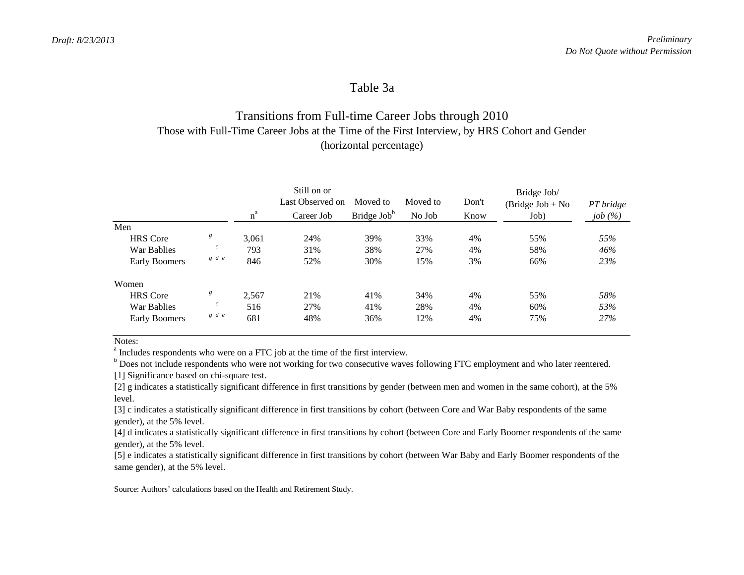# Table 3a

## Transitions from Full-time Career Jobs through 2010

Those with Full-Time Career Jobs at the Time of the First Interview, by HRS Cohort and Gender
(horizontal percentage)

| | | n[a] | Still on or Last Observed on Career Job | Moved to Bridge Job[b] | Moved to No Job | Don't Know | Bridge Job/ (Bridge Job + No Job) | *PT bridge job (%)* |
|---|---|---|---|---|---|---|---|---|
| Men | | | | | | | | |
| HRS Core | *g* | 3,061 | 24% | 39% | 33% | 4% | 55% | *55%* |
| War Bablies | *c* | 793 | 31% | 38% | 27% | 4% | 58% | *46%* |
| Early Boomers | *g d e* | 846 | 52% | 30% | 15% | 3% | 66% | *23%* |
| Women | | | | | | | | |
| HRS Core | *g* | 2,567 | 21% | 41% | 34% | 4% | 55% | *58%* |
| War Bablies | *c* | 516 | 27% | 41% | 28% | 4% | 60% | *53%* |
| Early Boomers | *g d e* | 681 | 48% | 36% | 12% | 4% | 75% | *27%* |

Notes:

[a] Includes respondents who were on a FTC job at the time of the first interview.

[b] Does not include respondents who were not working for two consecutive waves following FTC employment and who later reentered.

[1] Significance based on chi-square test.

[2] g indicates a statistically significant difference in first transitions by gender (between men and women in the same cohort), at the 5% level.

[3] c indicates a statistically significant difference in first transitions by cohort (between Core and War Baby respondents of the same gender), at the 5% level.

[4] d indicates a statistically significant difference in first transitions by cohort (between Core and Early Boomer respondents of the same gender), at the 5% level.

[5] e indicates a statistically significant difference in first transitions by cohort (between War Baby and Early Boomer respondents of the same gender), at the 5% level.

Source: Authors' calculations based on the Health and Retirement Study.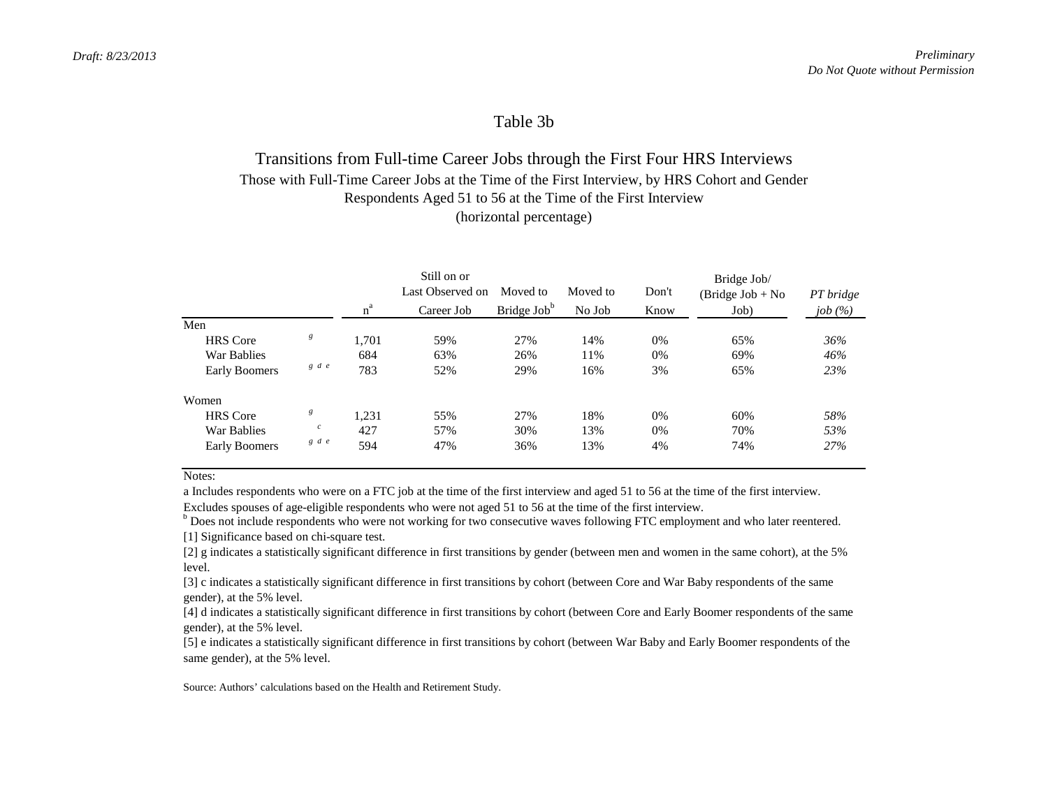# Table 3b

## Transitions from Full-time Career Jobs through the First Four HRS Interviews

Those with Full-Time Career Jobs at the Time of the First Interview, by HRS Cohort and Gender
Respondents Aged 51 to 56 at the Time of the First Interview
(horizontal percentage)

| | | n[a] | Still on or Last Observed on Career Job | Moved to Bridge Job[b] | Moved to No Job | Don't Know | Bridge Job/ (Bridge Job + No Job) | *PT bridge job (%)* |
|---|---|---|---|---|---|---|---|---|
| Men | | | | | | | | |
| HRS Core | *g* | 1,701 | 59% | 27% | 14% | 0% | 65% | *36%* |
| War Bablies | | 684 | 63% | 26% | 11% | 0% | 69% | *46%* |
| Early Boomers | *g d e* | 783 | 52% | 29% | 16% | 3% | 65% | *23%* |
| Women | | | | | | | | |
| HRS Core | *g* | 1,231 | 55% | 27% | 18% | 0% | 60% | *58%* |
| War Bablies | *c* | 427 | 57% | 30% | 13% | 0% | 70% | *53%* |
| Early Boomers | *g d e* | 594 | 47% | 36% | 13% | 4% | 74% | *27%* |

Notes:

a Includes respondents who were on a FTC job at the time of the first interview and aged 51 to 56 at the time of the first interview. Excludes spouses of age-eligible respondents who were not aged 51 to 56 at the time of the first interview.

[b] Does not include respondents who were not working for two consecutive waves following FTC employment and who later reentered.

[1] Significance based on chi-square test.

[2] g indicates a statistically significant difference in first transitions by gender (between men and women in the same cohort), at the 5% level.

[3] c indicates a statistically significant difference in first transitions by cohort (between Core and War Baby respondents of the same gender), at the 5% level.

[4] d indicates a statistically significant difference in first transitions by cohort (between Core and Early Boomer respondents of the same gender), at the 5% level.

[5] e indicates a statistically significant difference in first transitions by cohort (between War Baby and Early Boomer respondents of the same gender), at the 5% level.

Source: Authors' calculations based on the Health and Retirement Study.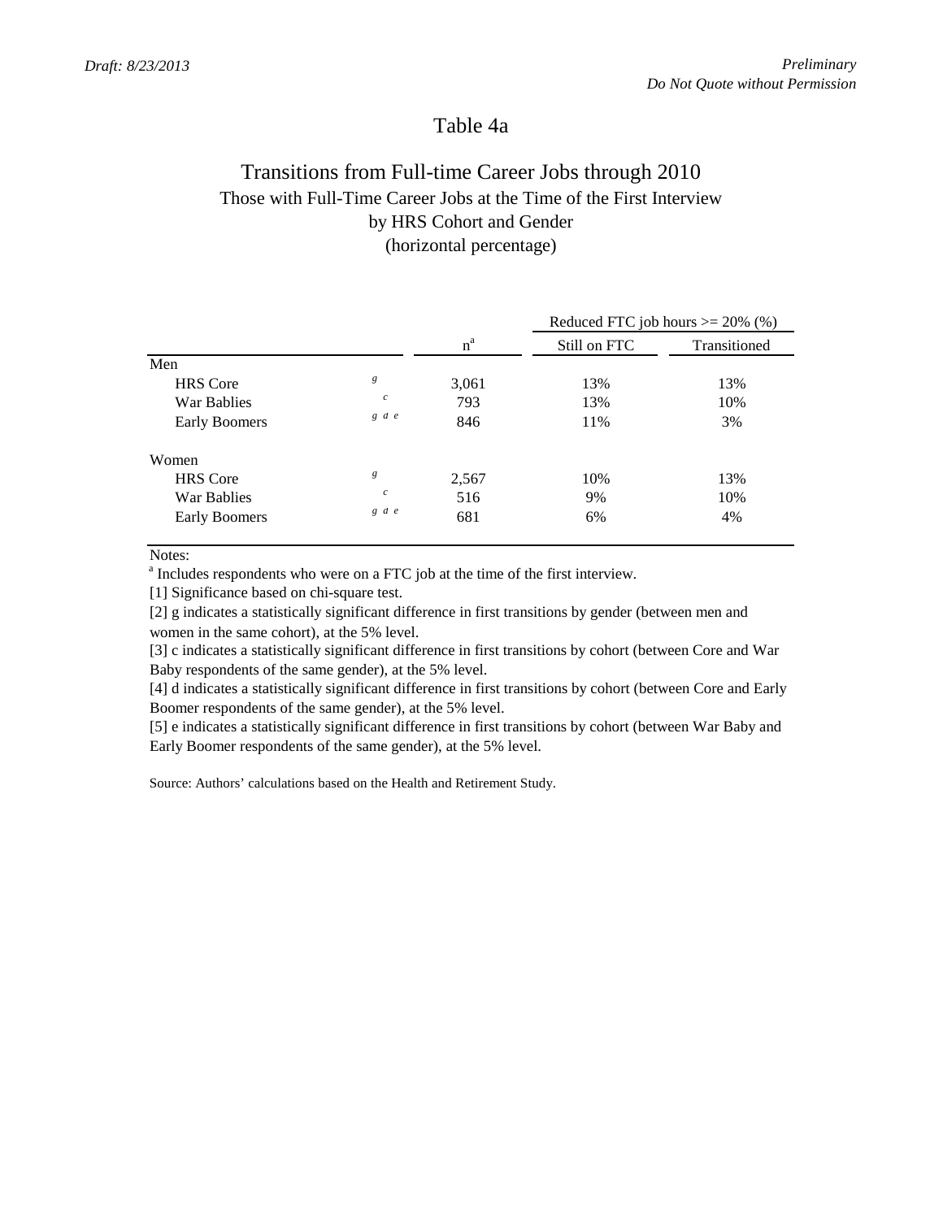# Table 4a

## Transitions from Full-time Career Jobs through 2010

Those with Full-Time Career Jobs at the Time of the First Interview
by HRS Cohort and Gender
(horizontal percentage)

| | | n[a] | Reduced FTC job hours >= 20% (%) | |
|---|---|---|---|---|
| | | | Still on FTC | Transitioned |
| Men | | | | |
| HRS Core | g | 3,061 | 13% | 13% |
| War Bablies | c | 793 | 13% | 10% |
| Early Boomers | g d e | 846 | 11% | 3% |
| Women | | | | |
| HRS Core | g | 2,567 | 10% | 13% |
| War Bablies | c | 516 | 9% | 10% |
| Early Boomers | g d e | 681 | 6% | 4% |

Notes:

[a] Includes respondents who were on a FTC job at the time of the first interview.

[1] Significance based on chi-square test.

[2] g indicates a statistically significant difference in first transitions by gender (between men and women in the same cohort), at the 5% level.

[3] c indicates a statistically significant difference in first transitions by cohort (between Core and War Baby respondents of the same gender), at the 5% level.

[4] d indicates a statistically significant difference in first transitions by cohort (between Core and Early Boomer respondents of the same gender), at the 5% level.

[5] e indicates a statistically significant difference in first transitions by cohort (between War Baby and Early Boomer respondents of the same gender), at the 5% level.

Source: Authors' calculations based on the Health and Retirement Study.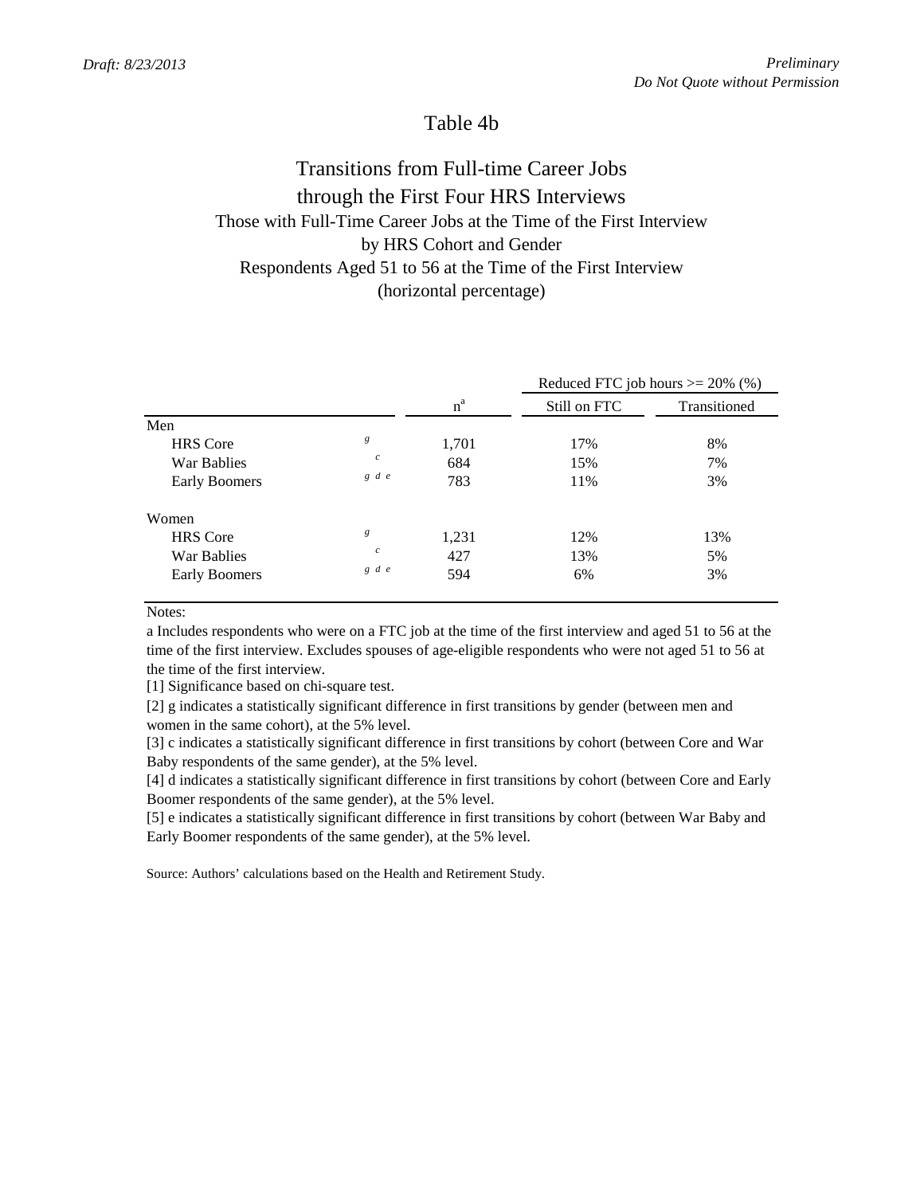# Table 4b

## Transitions from Full-time Career Jobs through the First Four HRS Interviews

Those with Full-Time Career Jobs at the Time of the First Interview
by HRS Cohort and Gender
Respondents Aged 51 to 56 at the Time of the First Interview
(horizontal percentage)

| | | n[a] | Reduced FTC job hours >= 20% (%) | |
|---|---|---|---|---|
| | | | Still on FTC | Transitioned |
| Men | | | | |
| HRS Core | *g* | 1,701 | 17% | 8% |
| War Bablies | *c* | 684 | 15% | 7% |
| Early Boomers | *g d e* | 783 | 11% | 3% |
| Women | | | | |
| HRS Core | *g* | 1,231 | 12% | 13% |
| War Bablies | *c* | 427 | 13% | 5% |
| Early Boomers | *g d e* | 594 | 6% | 3% |

Notes:

a Includes respondents who were on a FTC job at the time of the first interview and aged 51 to 56 at the time of the first interview. Excludes spouses of age-eligible respondents who were not aged 51 to 56 at the time of the first interview.

[1] Significance based on chi-square test.

[2] g indicates a statistically significant difference in first transitions by gender (between men and women in the same cohort), at the 5% level.

[3] c indicates a statistically significant difference in first transitions by cohort (between Core and War Baby respondents of the same gender), at the 5% level.

[4] d indicates a statistically significant difference in first transitions by cohort (between Core and Early Boomer respondents of the same gender), at the 5% level.

[5] e indicates a statistically significant difference in first transitions by cohort (between War Baby and Early Boomer respondents of the same gender), at the 5% level.

Source: Authors' calculations based on the Health and Retirement Study.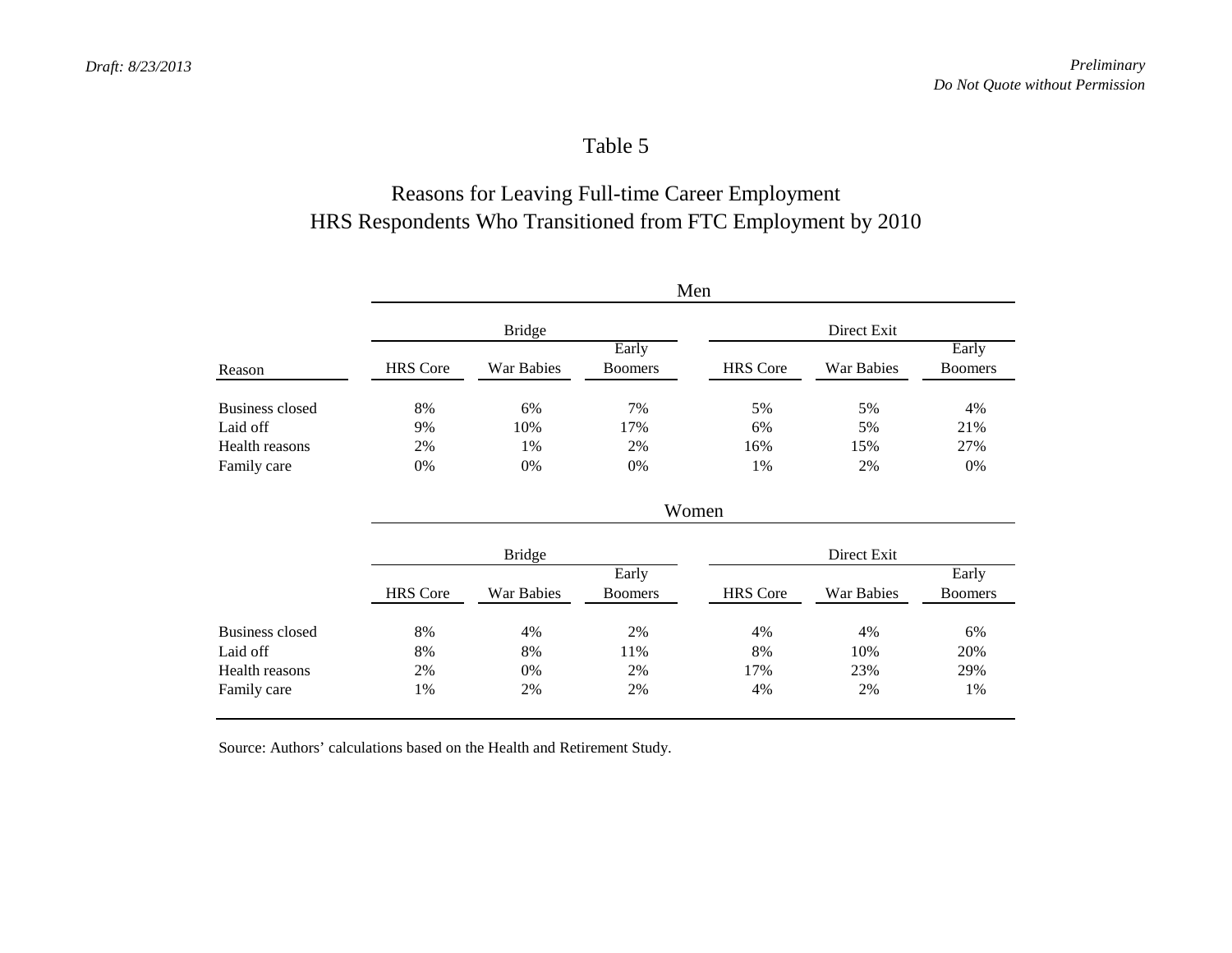# Table 5

## Reasons for Leaving Full-time Career Employment
## HRS Respondents Who Transitioned from FTC Employment by 2010

| | Men | | | | | |
|---|---|---|---|---|---|---|
| | Bridge | | | Direct Exit | | |
| Reason | HRS Core | War Babies | Early Boomers | HRS Core | War Babies | Early Boomers |
| Business closed | 8% | 6% | 7% | 5% | 5% | 4% |
| Laid off | 9% | 10% | 17% | 6% | 5% | 21% |
| Health reasons | 2% | 1% | 2% | 16% | 15% | 27% |
| Family care | 0% | 0% | 0% | 1% | 2% | 0% |
| | **Women** | | | | | |
| | Bridge | | | Direct Exit | | |
| | HRS Core | War Babies | Early Boomers | HRS Core | War Babies | Early Boomers |
| Business closed | 8% | 4% | 2% | 4% | 4% | 6% |
| Laid off | 8% | 8% | 11% | 8% | 10% | 20% |
| Health reasons | 2% | 0% | 2% | 17% | 23% | 29% |
| Family care | 1% | 2% | 2% | 4% | 2% | 1% |

Source: Authors' calculations based on the Health and Retirement Study.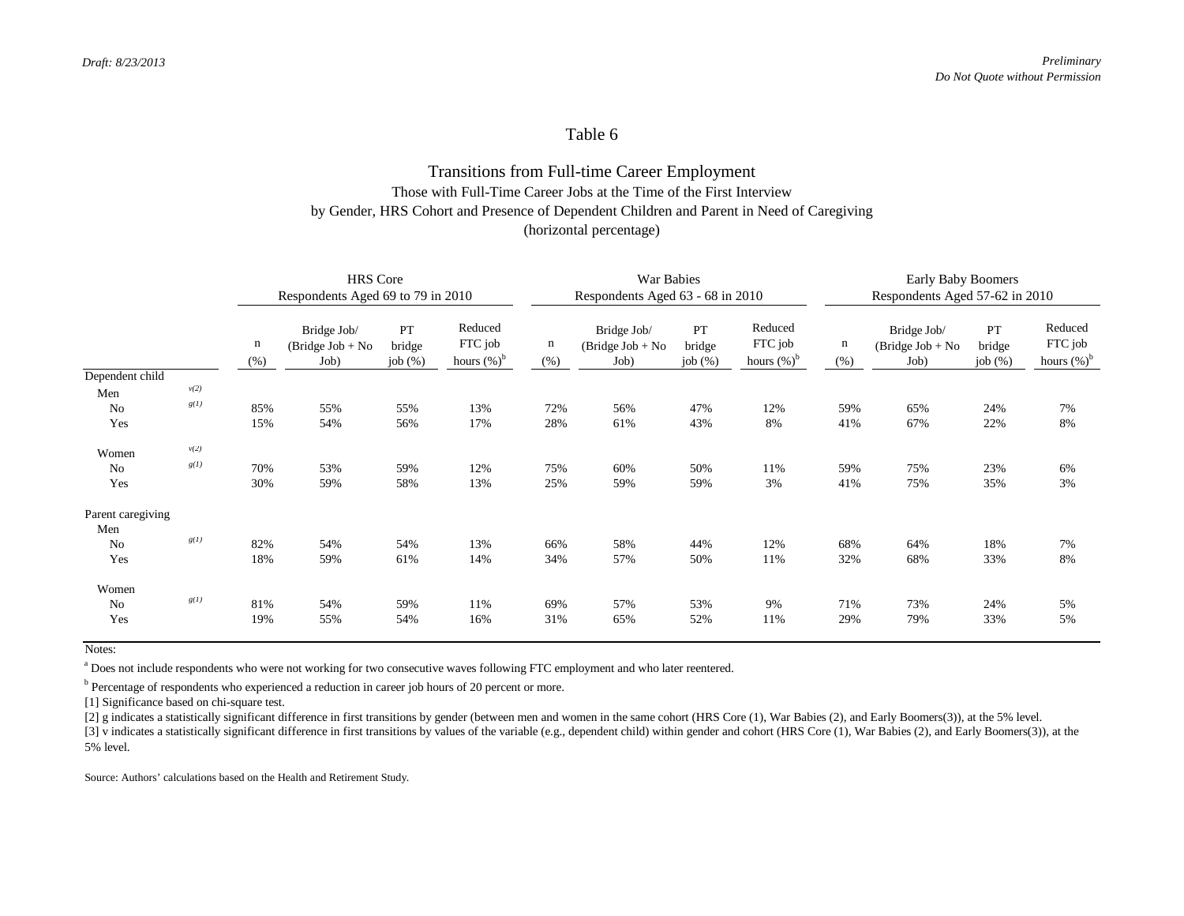Draft: 8/23/2013

*Preliminary*
*Do Not Quote without Permission*

# Table 6

## Transitions from Full-time Career Employment

Those with Full-Time Career Jobs at the Time of the First Interview
by Gender, HRS Cohort and Presence of Dependent Children and Parent in Need of Caregiving
(horizontal percentage)

| | | HRS Core Respondents Aged 69 to 79 in 2010 | | | | War Babies Respondents Aged 63 - 68 in 2010 | | | | Early Baby Boomers Respondents Aged 57-62 in 2010 | | | |
|---|---|---|---|---|---|---|---|---|---|---|---|---|---|
| | | n (%) | Bridge Job/ (Bridge Job + No Job) | PT bridge job (%) | Reduced FTC job hours (%)[b] | n (%) | Bridge Job/ (Bridge Job + No Job) | PT bridge job (%) | Reduced FTC job hours (%)[b] | n (%) | Bridge Job/ (Bridge Job + No Job) | PT bridge job (%) | Reduced FTC job hours (%)[b] |
| Dependent child | | | | | | | | | | | | | |
| Men | *v(2)* | | | | | | | | | | | | |
| No | *g(1)* | 85% | 55% | 55% | 13% | 72% | 56% | 47% | 12% | 59% | 65% | 24% | 7% |
| Yes | | 15% | 54% | 56% | 17% | 28% | 61% | 43% | 8% | 41% | 67% | 22% | 8% |
| Women | *v(2)* | | | | | | | | | | | | |
| No | *g(1)* | 70% | 53% | 59% | 12% | 75% | 60% | 50% | 11% | 59% | 75% | 23% | 6% |
| Yes | | 30% | 59% | 58% | 13% | 25% | 59% | 59% | 3% | 41% | 75% | 35% | 3% |
| Parent caregiving | | | | | | | | | | | | | |
| Men | | | | | | | | | | | | | |
| No | *g(1)* | 82% | 54% | 54% | 13% | 66% | 58% | 44% | 12% | 68% | 64% | 18% | 7% |
| Yes | | 18% | 59% | 61% | 14% | 34% | 57% | 50% | 11% | 32% | 68% | 33% | 8% |
| Women | | | | | | | | | | | | | |
| No | *g(1)* | 81% | 54% | 59% | 11% | 69% | 57% | 53% | 9% | 71% | 73% | 24% | 5% |
| Yes | | 19% | 55% | 54% | 16% | 31% | 65% | 52% | 11% | 29% | 79% | 33% | 5% |

Notes:

[a] Does not include respondents who were not working for two consecutive waves following FTC employment and who later reentered.

[b] Percentage of respondents who experienced a reduction in career job hours of 20 percent or more.

[1] Significance based on chi-square test.

[2] g indicates a statistically significant difference in first transitions by gender (between men and women in the same cohort (HRS Core (1), War Babies (2), and Early Boomers(3)), at the 5% level.

[3] v indicates a statistically significant difference in first transitions by values of the variable (e.g., dependent child) within gender and cohort (HRS Core (1), War Babies (2), and Early Boomers(3)), at the 5% level.

Source: Authors' calculations based on the Health and Retirement Study.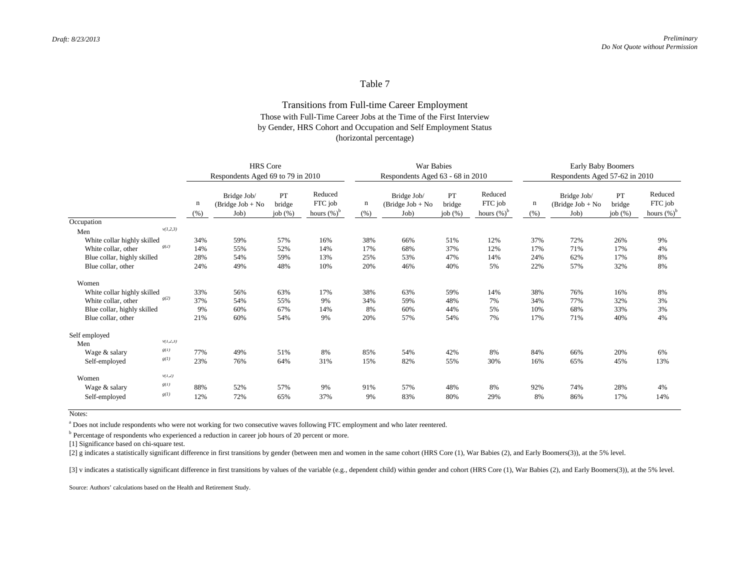Draft: 8/23/2013

*Preliminary*
*Do Not Quote without Permission*

# Table 7

## Transitions from Full-time Career Employment

Those with Full-Time Career Jobs at the Time of the First Interview
by Gender, HRS Cohort and Occupation and Self Employment Status
(horizontal percentage)

| | | HRS Core Respondents Aged 69 to 79 in 2010 | | | | War Babies Respondents Aged 63 - 68 in 2010 | | | | Early Baby Boomers Respondents Aged 57-62 in 2010 | | | |
|---|---|---|---|---|---|---|---|---|---|---|---|---|---|
| | | n (%) | Bridge Job/ (Bridge Job + No Job) | PT bridge job (%) | Reduced FTC job hours (%)[b] | n (%) | Bridge Job/ (Bridge Job + No Job) | PT bridge job (%) | Reduced FTC job hours (%)[b] | n (%) | Bridge Job/ (Bridge Job + No Job) | PT bridge job (%) | Reduced FTC job hours (%)[b] |
| Occupation | | | | | | | | | | | | | |
| Men | v(1,2,3) | | | | | | | | | | | | |
| White collar highly skilled | | 34% | 59% | 57% | 16% | 38% | 66% | 51% | 12% | 37% | 72% | 26% | 9% |
| White collar, other | g(2) | 14% | 55% | 52% | 14% | 17% | 68% | 37% | 12% | 17% | 71% | 17% | 4% |
| Blue collar, highly skilled | | 28% | 54% | 59% | 13% | 25% | 53% | 47% | 14% | 24% | 62% | 17% | 8% |
| Blue collar, other | | 24% | 49% | 48% | 10% | 20% | 46% | 40% | 5% | 22% | 57% | 32% | 8% |
| Women | | | | | | | | | | | | | |
| White collar highly skilled | | 33% | 56% | 63% | 17% | 38% | 63% | 59% | 14% | 38% | 76% | 16% | 8% |
| White collar, other | g(2) | 37% | 54% | 55% | 9% | 34% | 59% | 48% | 7% | 34% | 77% | 32% | 3% |
| Blue collar, highly skilled | | 9% | 60% | 67% | 14% | 8% | 60% | 44% | 5% | 10% | 68% | 33% | 3% |
| Blue collar, other | | 21% | 60% | 54% | 9% | 20% | 57% | 54% | 7% | 17% | 71% | 40% | 4% |
| Self employed | | | | | | | | | | | | | |
| Men | v(1,2,3) | | | | | | | | | | | | |
| Wage & salary | g(1) | 77% | 49% | 51% | 8% | 85% | 54% | 42% | 8% | 84% | 66% | 20% | 6% |
| Self-employed | g(1) | 23% | 76% | 64% | 31% | 15% | 82% | 55% | 30% | 16% | 65% | 45% | 13% |
| Women | v(1,2) | | | | | | | | | | | | |
| Wage & salary | g(1) | 88% | 52% | 57% | 9% | 91% | 57% | 48% | 8% | 92% | 74% | 28% | 4% |
| Self-employed | g(1) | 12% | 72% | 65% | 37% | 9% | 83% | 80% | 29% | 8% | 86% | 17% | 14% |

Notes:

[a] Does not include respondents who were not working for two consecutive waves following FTC employment and who later reentered.

[b] Percentage of respondents who experienced a reduction in career job hours of 20 percent or more.

[1] Significance based on chi-square test.

[2] g indicates a statistically significant difference in first transitions by gender (between men and women in the same cohort (HRS Core (1), War Babies (2), and Early Boomers(3)), at the 5% level.

[3] v indicates a statistically significant difference in first transitions by values of the variable (e.g., dependent child) within gender and cohort (HRS Core (1), War Babies (2), and Early Boomers(3)), at the 5% level.

Source: Authors' calculations based on the Health and Retirement Study.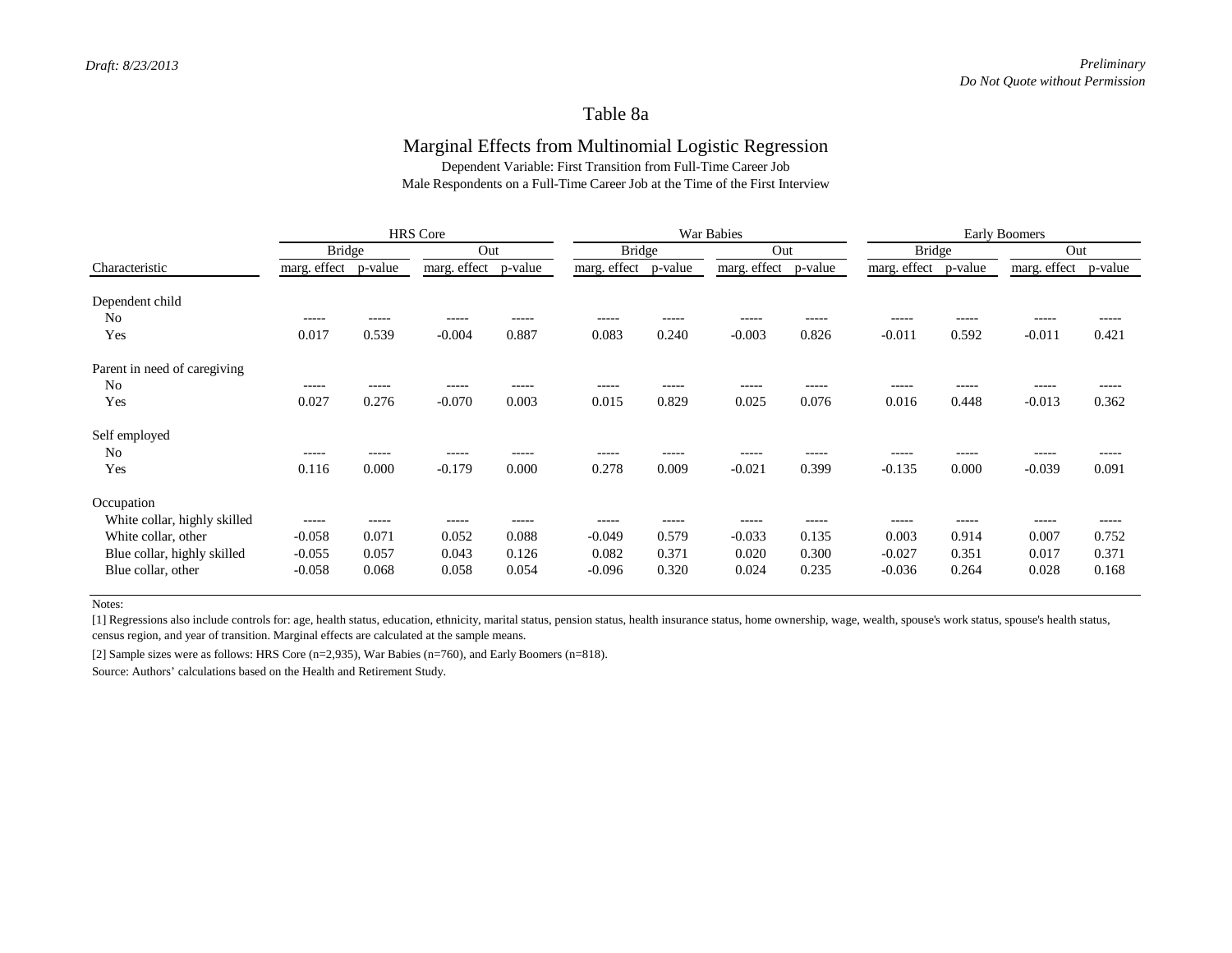# Table 8a

## Marginal Effects from Multinomial Logistic Regression

Dependent Variable: First Transition from Full-Time Career Job
Male Respondents on a Full-Time Career Job at the Time of the First Interview

| | HRS Core | | | | War Babies | | | | Early Boomers | | | |
|---|---|---|---|---|---|---|---|---|---|---|---|---|
| | Bridge | | Out | | Bridge | | Out | | Bridge | | Out | |
| Characteristic | marg. effect | p-value | marg. effect | p-value | marg. effect | p-value | marg. effect | p-value | marg. effect | p-value | marg. effect | p-value |
| Dependent child | | | | | | | | | | | | |
| No | ----- | ----- | ----- | ----- | ----- | ----- | ----- | ----- | ----- | ----- | ----- | ----- |
| Yes | 0.017 | 0.539 | -0.004 | 0.887 | 0.083 | 0.240 | -0.003 | 0.826 | -0.011 | 0.592 | -0.011 | 0.421 |
| Parent in need of caregiving | | | | | | | | | | | | |
| No | ----- | ----- | ----- | ----- | ----- | ----- | ----- | ----- | ----- | ----- | ----- | ----- |
| Yes | 0.027 | 0.276 | -0.070 | 0.003 | 0.015 | 0.829 | 0.025 | 0.076 | 0.016 | 0.448 | -0.013 | 0.362 |
| Self employed | | | | | | | | | | | | |
| No | ----- | ----- | ----- | ----- | ----- | ----- | ----- | ----- | ----- | ----- | ----- | ----- |
| Yes | 0.116 | 0.000 | -0.179 | 0.000 | 0.278 | 0.009 | -0.021 | 0.399 | -0.135 | 0.000 | -0.039 | 0.091 |
| Occupation | | | | | | | | | | | | |
| White collar, highly skilled | ----- | ----- | ----- | ----- | ----- | ----- | ----- | ----- | ----- | ----- | ----- | ----- |
| White collar, other | -0.058 | 0.071 | 0.052 | 0.088 | -0.049 | 0.579 | -0.033 | 0.135 | 0.003 | 0.914 | 0.007 | 0.752 |
| Blue collar, highly skilled | -0.055 | 0.057 | 0.043 | 0.126 | 0.082 | 0.371 | 0.020 | 0.300 | -0.027 | 0.351 | 0.017 | 0.371 |
| Blue collar, other | -0.058 | 0.068 | 0.058 | 0.054 | -0.096 | 0.320 | 0.024 | 0.235 | -0.036 | 0.264 | 0.028 | 0.168 |

Notes:

[1] Regressions also include controls for: age, health status, education, ethnicity, marital status, pension status, health insurance status, home ownership, wage, wealth, spouse's work status, spouse's health status, census region, and year of transition. Marginal effects are calculated at the sample means.

[2] Sample sizes were as follows: HRS Core (n=2,935), War Babies (n=760), and Early Boomers (n=818).

Source: Authors' calculations based on the Health and Retirement Study.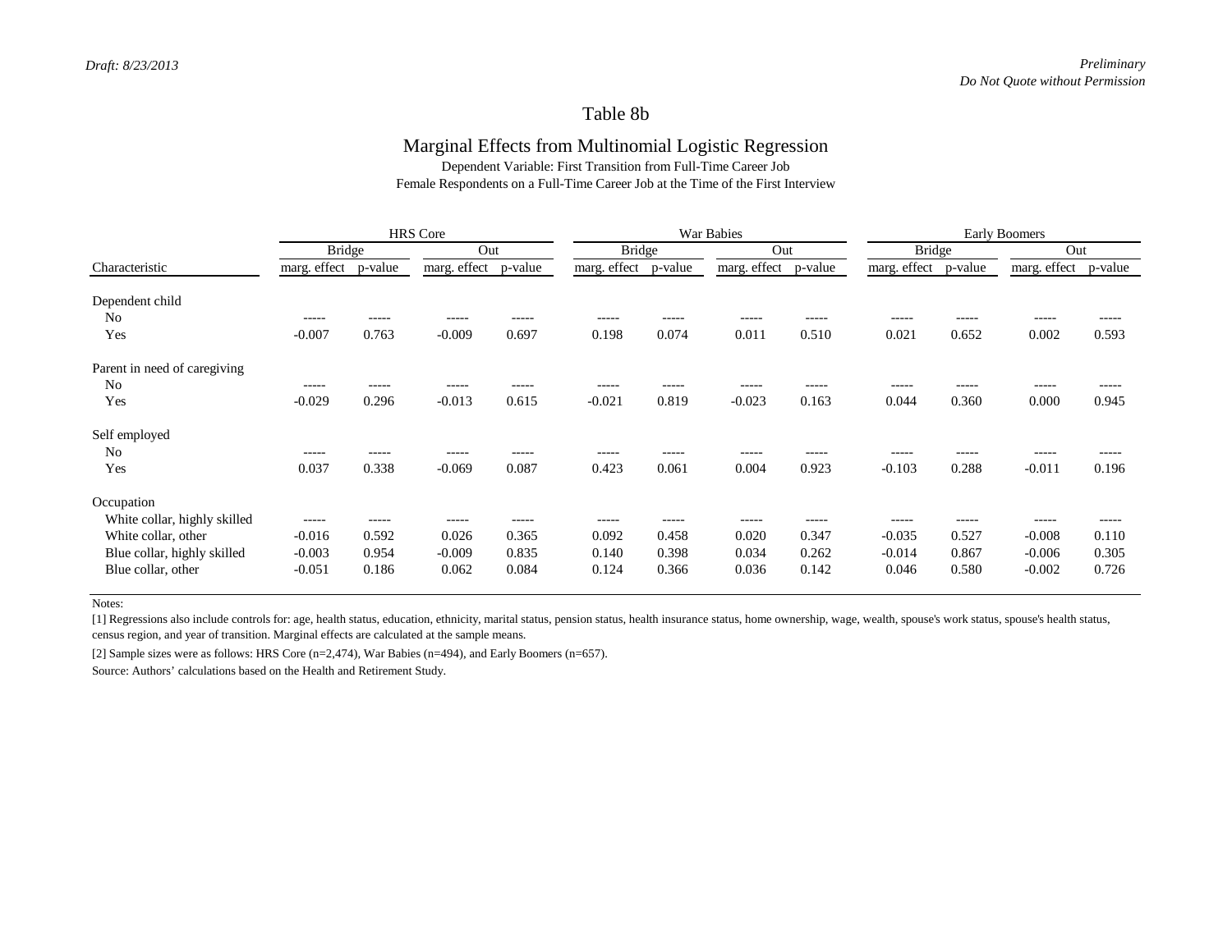## Table 8b

### Marginal Effects from Multinomial Logistic Regression

Dependent Variable: First Transition from Full-Time Career Job
Female Respondents on a Full-Time Career Job at the Time of the First Interview

| | HRS Core | | | | War Babies | | | | Early Boomers | | | |
|---|---|---|---|---|---|---|---|---|---|---|---|---|
| | Bridge | | Out | | Bridge | | Out | | Bridge | | Out | |
| Characteristic | marg. effect | p-value | marg. effect | p-value | marg. effect | p-value | marg. effect | p-value | marg. effect | p-value | marg. effect | p-value |
| Dependent child | | | | | | | | | | | | |
| No | ----- | ----- | ----- | ----- | ----- | ----- | ----- | ----- | ----- | ----- | ----- | ----- |
| Yes | -0.007 | 0.763 | -0.009 | 0.697 | 0.198 | 0.074 | 0.011 | 0.510 | 0.021 | 0.652 | 0.002 | 0.593 |
| Parent in need of caregiving | | | | | | | | | | | | |
| No | ----- | ----- | ----- | ----- | ----- | ----- | ----- | ----- | ----- | ----- | ----- | ----- |
| Yes | -0.029 | 0.296 | -0.013 | 0.615 | -0.021 | 0.819 | -0.023 | 0.163 | 0.044 | 0.360 | 0.000 | 0.945 |
| Self employed | | | | | | | | | | | | |
| No | ----- | ----- | ----- | ----- | ----- | ----- | ----- | ----- | ----- | ----- | ----- | ----- |
| Yes | 0.037 | 0.338 | -0.069 | 0.087 | 0.423 | 0.061 | 0.004 | 0.923 | -0.103 | 0.288 | -0.011 | 0.196 |
| Occupation | | | | | | | | | | | | |
| White collar, highly skilled | ----- | ----- | ----- | ----- | ----- | ----- | ----- | ----- | ----- | ----- | ----- | ----- |
| White collar, other | -0.016 | 0.592 | 0.026 | 0.365 | 0.092 | 0.458 | 0.020 | 0.347 | -0.035 | 0.527 | -0.008 | 0.110 |
| Blue collar, highly skilled | -0.003 | 0.954 | -0.009 | 0.835 | 0.140 | 0.398 | 0.034 | 0.262 | -0.014 | 0.867 | -0.006 | 0.305 |
| Blue collar, other | -0.051 | 0.186 | 0.062 | 0.084 | 0.124 | 0.366 | 0.036 | 0.142 | 0.046 | 0.580 | -0.002 | 0.726 |

Notes:

[1] Regressions also include controls for: age, health status, education, ethnicity, marital status, pension status, health insurance status, home ownership, wage, wealth, spouse's work status, spouse's health status, census region, and year of transition. Marginal effects are calculated at the sample means.

[2] Sample sizes were as follows: HRS Core (n=2,474), War Babies (n=494), and Early Boomers (n=657).

Source: Authors' calculations based on the Health and Retirement Study.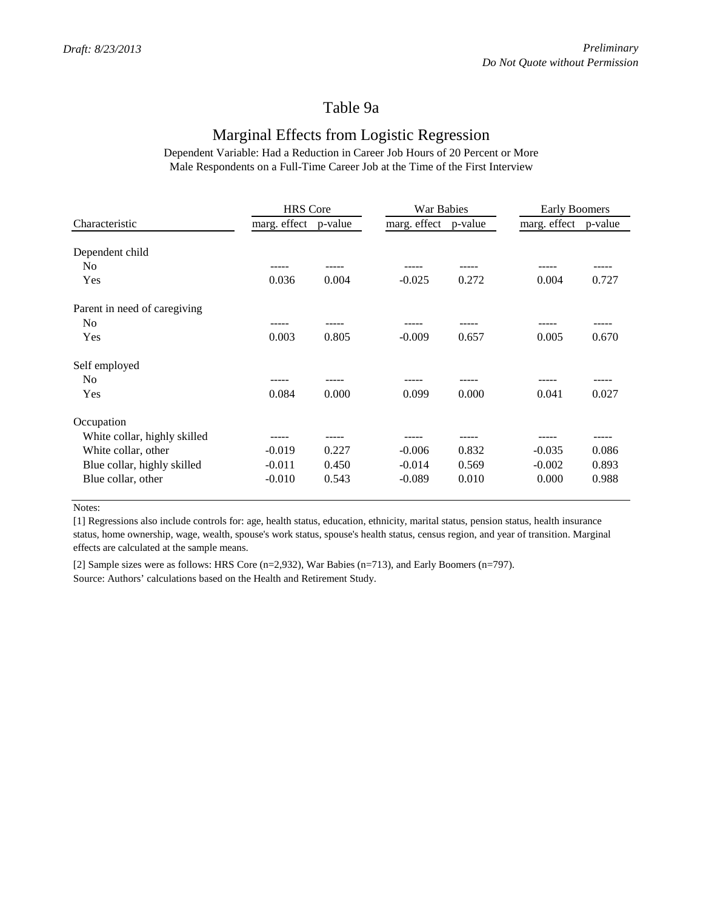# Table 9a

## Marginal Effects from Logistic Regression

Dependent Variable: Had a Reduction in Career Job Hours of 20 Percent or More
Male Respondents on a Full-Time Career Job at the Time of the First Interview

| | HRS Core | | War Babies | | Early Boomers | |
|---|---|---|---|---|---|---|
| Characteristic | marg. effect | p-value | marg. effect | p-value | marg. effect | p-value |
| **Dependent child** | | | | | | |
| No | ----- | ----- | ----- | ----- | ----- | ----- |
| Yes | 0.036 | 0.004 | -0.025 | 0.272 | 0.004 | 0.727 |
| **Parent in need of caregiving** | | | | | | |
| No | ----- | ----- | ----- | ----- | ----- | ----- |
| Yes | 0.003 | 0.805 | -0.009 | 0.657 | 0.005 | 0.670 |
| **Self employed** | | | | | | |
| No | ----- | ----- | ----- | ----- | ----- | ----- |
| Yes | 0.084 | 0.000 | 0.099 | 0.000 | 0.041 | 0.027 |
| **Occupation** | | | | | | |
| White collar, highly skilled | ----- | ----- | ----- | ----- | ----- | ----- |
| White collar, other | -0.019 | 0.227 | -0.006 | 0.832 | -0.035 | 0.086 |
| Blue collar, highly skilled | -0.011 | 0.450 | -0.014 | 0.569 | -0.002 | 0.893 |
| Blue collar, other | -0.010 | 0.543 | -0.089 | 0.010 | 0.000 | 0.988 |

Notes:

[1] Regressions also include controls for: age, health status, education, ethnicity, marital status, pension status, health insurance status, home ownership, wage, wealth, spouse's work status, spouse's health status, census region, and year of transition. Marginal effects are calculated at the sample means.

[2] Sample sizes were as follows: HRS Core (n=2,932), War Babies (n=713), and Early Boomers (n=797).

Source: Authors' calculations based on the Health and Retirement Study.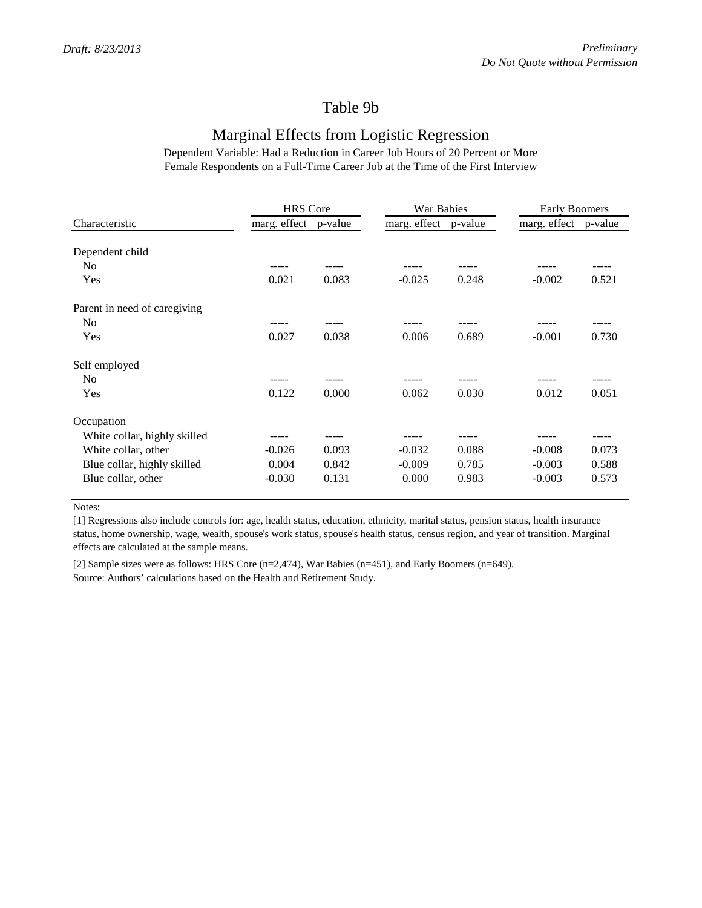# Table 9b

## Marginal Effects from Logistic Regression

Dependent Variable: Had a Reduction in Career Job Hours of 20 Percent or More
Female Respondents on a Full-Time Career Job at the Time of the First Interview

| | HRS Core | | War Babies | | Early Boomers | |
|---|---|---|---|---|---|---|
| Characteristic | marg. effect | p-value | marg. effect | p-value | marg. effect | p-value |
| Dependent child | | | | | | |
| No | ----- | ----- | ----- | ----- | ----- | ----- |
| Yes | 0.021 | 0.083 | -0.025 | 0.248 | -0.002 | 0.521 |
| Parent in need of caregiving | | | | | | |
| No | ----- | ----- | ----- | ----- | ----- | ----- |
| Yes | 0.027 | 0.038 | 0.006 | 0.689 | -0.001 | 0.730 |
| Self employed | | | | | | |
| No | ----- | ----- | ----- | ----- | ----- | ----- |
| Yes | 0.122 | 0.000 | 0.062 | 0.030 | 0.012 | 0.051 |
| Occupation | | | | | | |
| White collar, highly skilled | ----- | ----- | ----- | ----- | ----- | ----- |
| White collar, other | -0.026 | 0.093 | -0.032 | 0.088 | -0.008 | 0.073 |
| Blue collar, highly skilled | 0.004 | 0.842 | -0.009 | 0.785 | -0.003 | 0.588 |
| Blue collar, other | -0.030 | 0.131 | 0.000 | 0.983 | -0.003 | 0.573 |

Notes:

[1] Regressions also include controls for: age, health status, education, ethnicity, marital status, pension status, health insurance status, home ownership, wage, wealth, spouse's work status, spouse's health status, census region, and year of transition. Marginal effects are calculated at the sample means.

[2] Sample sizes were as follows: HRS Core (n=2,474), War Babies (n=451), and Early Boomers (n=649).

Source: Authors' calculations based on the Health and Retirement Study.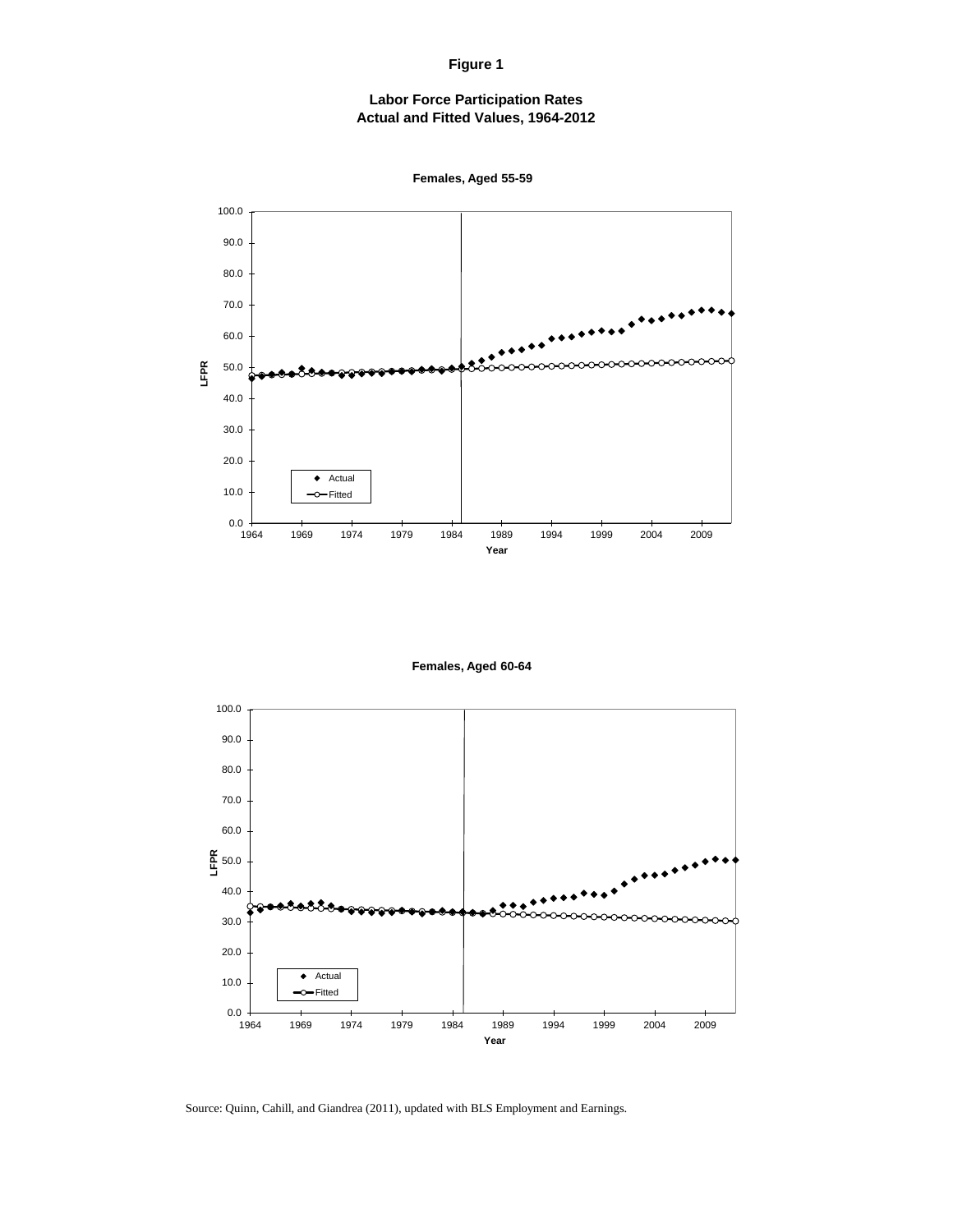# Figure 1

## Labor Force Participation Rates
## Actual and Fitted Values, 1964-2012

**Females, Aged 55-59**

**Females, Aged 60-64**

Source: Quinn, Cahill, and Giandrea (2011), updated with BLS Employment and Earnings.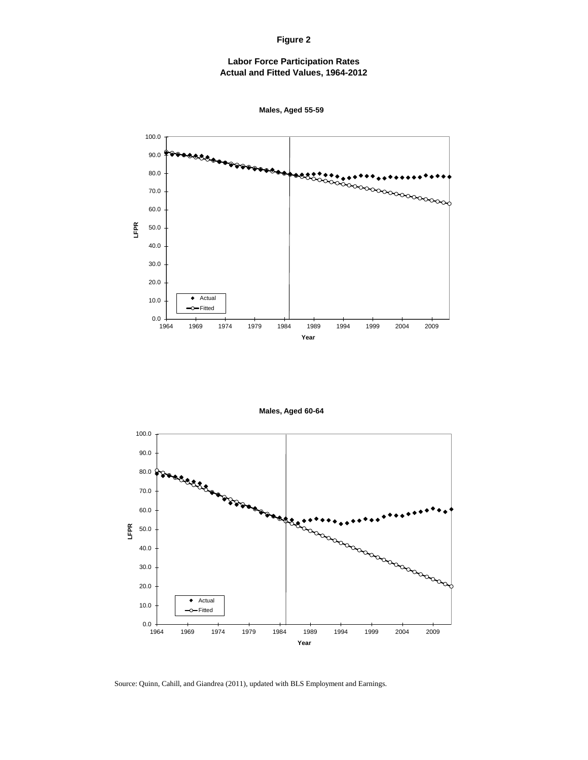# Figure 2

## Labor Force Participation Rates
## Actual and Fitted Values, 1964-2012

**Males, Aged 55-59**

100.0
90.0
80.0
70.0
60.0
50.0
40.0
30.0
20.0
10.0
0.0

LFPR

1964 1969 1974 1979 1984 1989 1994 1999 2004 2009

Year

Actual
Fitted

**Males, Aged 60-64**

100.0
90.0
80.0
70.0
60.0
50.0
40.0
30.0
20.0
10.0
0.0

LFPR

1964 1969 1974 1979 1984 1989 1994 1999 2004 2009

Year

Actual
Fitted

Source: Quinn, Cahill, and Giandrea (2011), updated with BLS Employment and Earnings.